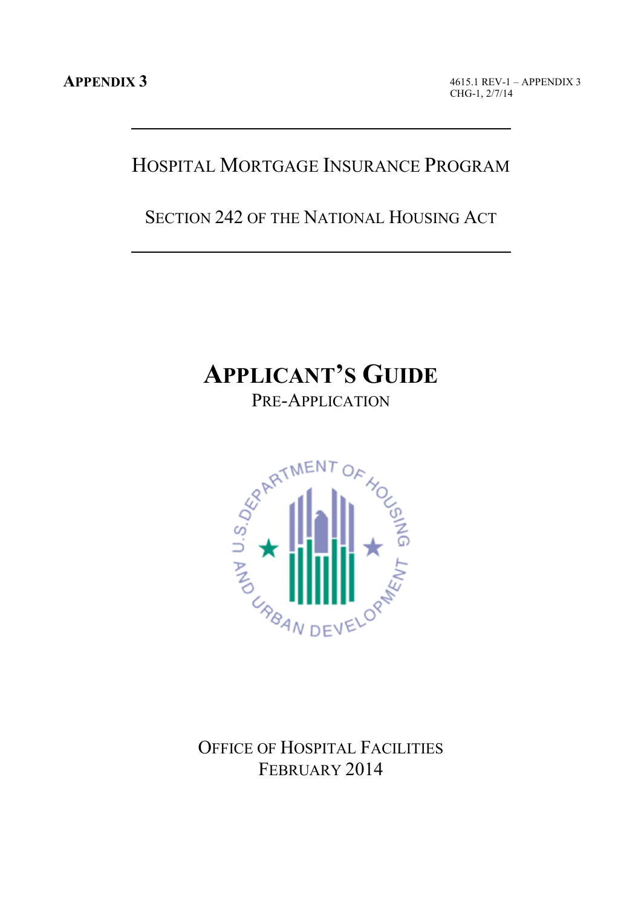**APPENDIX 3**

4615.1 REV-1 – APPENDIX 3
CHG-1, 2/7/14

## HOSPITAL MORTGAGE INSURANCE PROGRAM

## SECTION 242 OF THE NATIONAL HOUSING ACT

# APPLICANT'S GUIDE

PRE-APPLICATION

OFFICE OF HOSPITAL FACILITIES
FEBRUARY 2014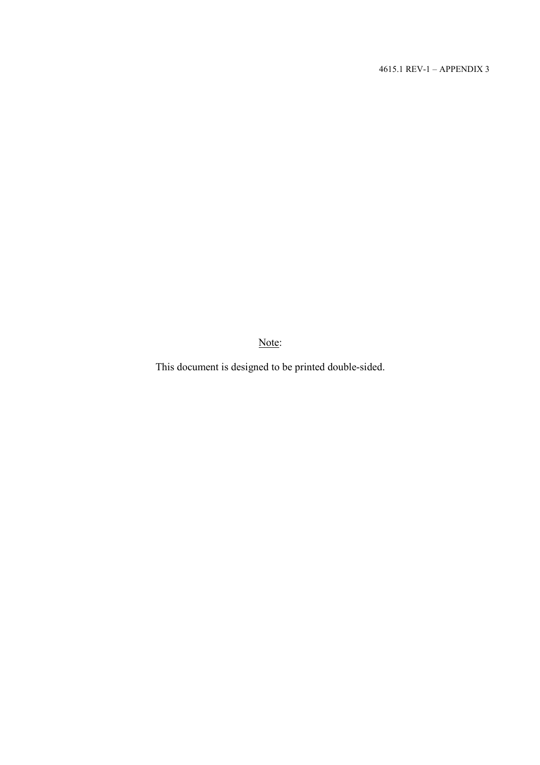<u>Note</u>:

This document is designed to be printed double-sided.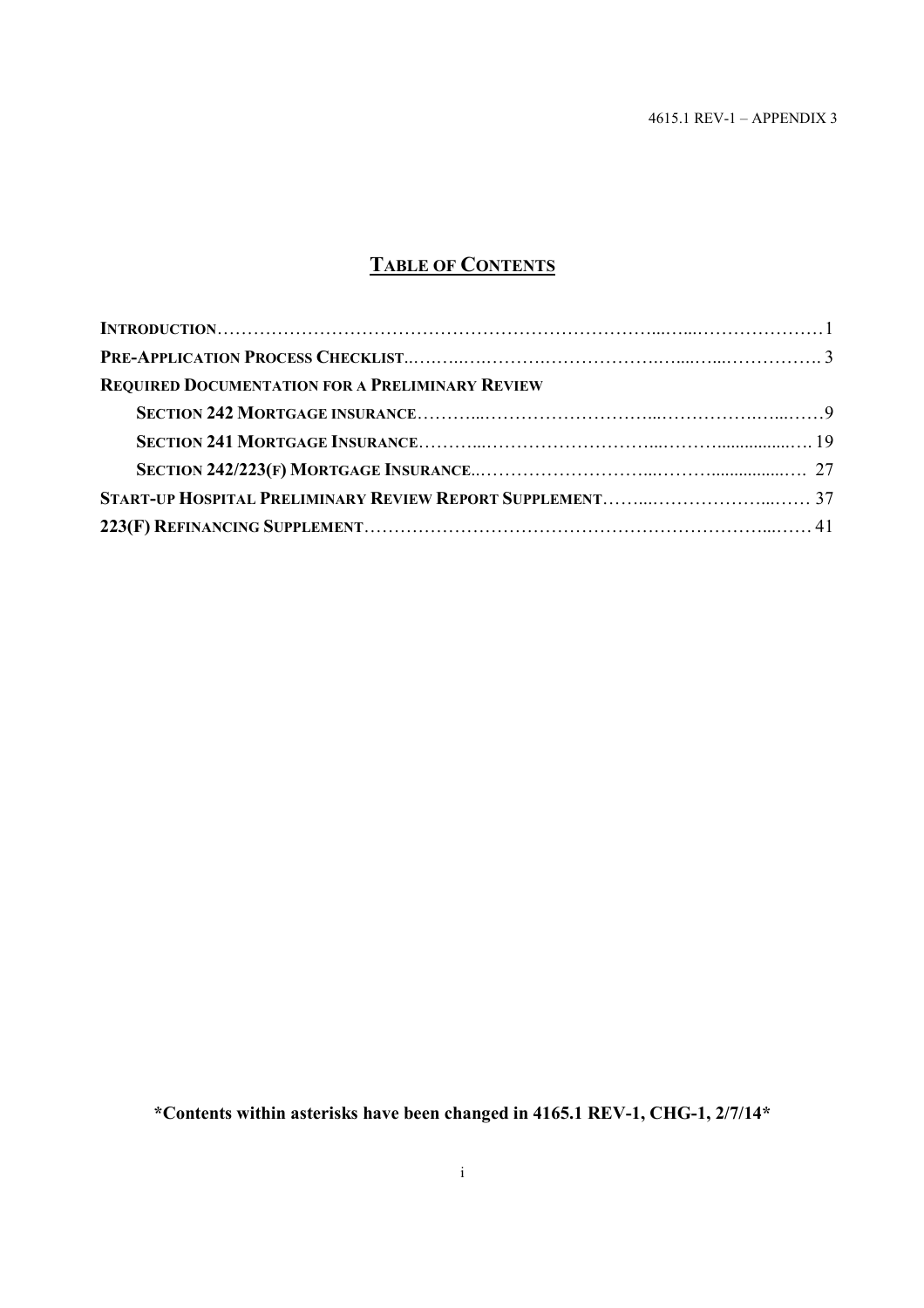## TABLE OF CONTENTS

| | |
|---|---|
| **INTRODUCTION** | 1 |
| **PRE-APPLICATION PROCESS CHECKLIST** | 3 |
| **REQUIRED DOCUMENTATION FOR A PRELIMINARY REVIEW** | |
| **SECTION 242 MORTGAGE INSURANCE** | 9 |
| **SECTION 241 MORTGAGE INSURANCE** | 19 |
| **SECTION 242/223(F) MORTGAGE INSURANCE** | 27 |
| **START-UP HOSPITAL PRELIMINARY REVIEW REPORT SUPPLEMENT** | 37 |
| **223(F) REFINANCING SUPPLEMENT** | 41 |

**\*Contents within asterisks have been changed in 4165.1 REV-1, CHG-1, 2/7/14\***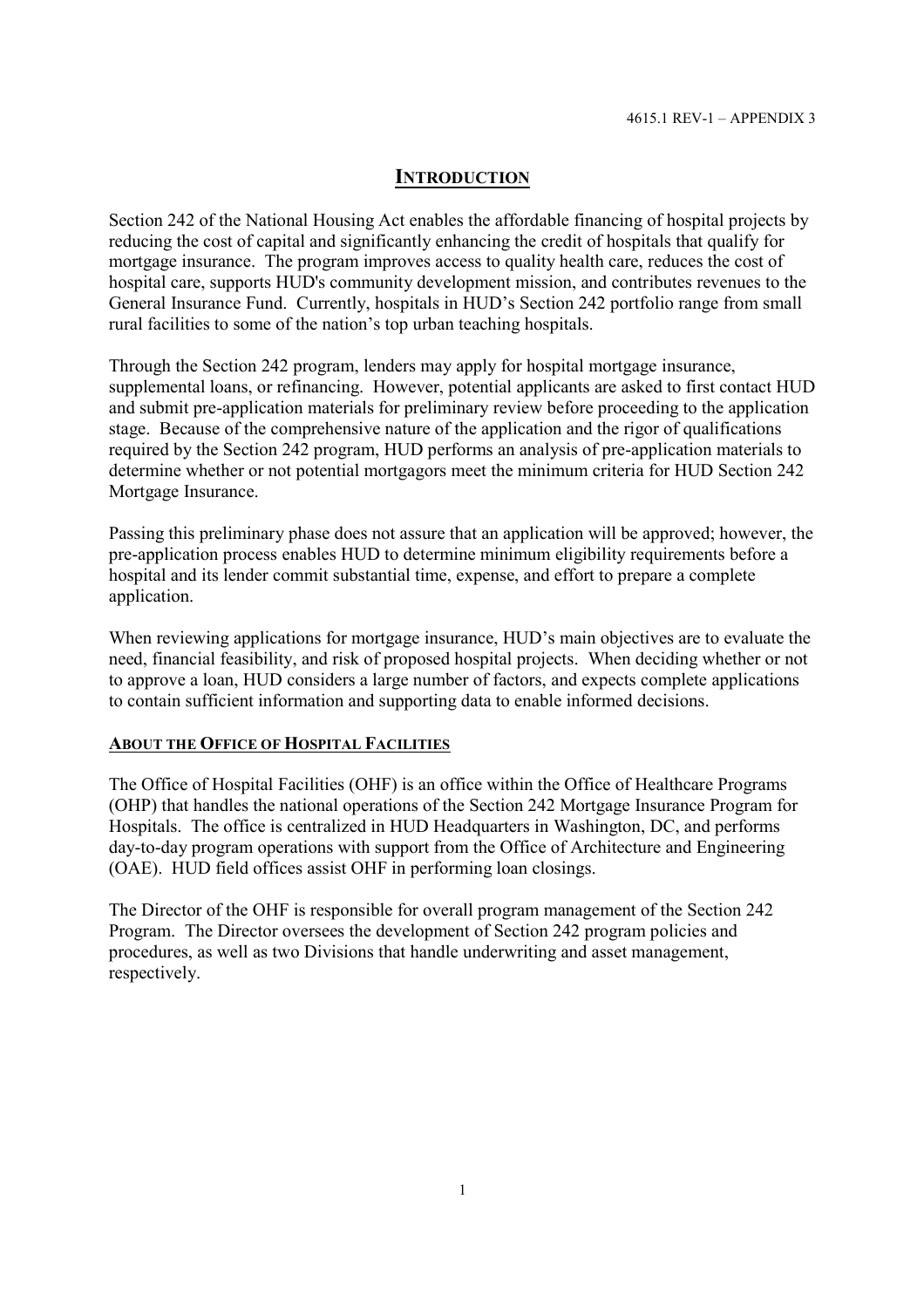# INTRODUCTION

Section 242 of the National Housing Act enables the affordable financing of hospital projects by reducing the cost of capital and significantly enhancing the credit of hospitals that qualify for mortgage insurance. The program improves access to quality health care, reduces the cost of hospital care, supports HUD's community development mission, and contributes revenues to the General Insurance Fund. Currently, hospitals in HUD's Section 242 portfolio range from small rural facilities to some of the nation's top urban teaching hospitals.

Through the Section 242 program, lenders may apply for hospital mortgage insurance, supplemental loans, or refinancing. However, potential applicants are asked to first contact HUD and submit pre-application materials for preliminary review before proceeding to the application stage. Because of the comprehensive nature of the application and the rigor of qualifications required by the Section 242 program, HUD performs an analysis of pre-application materials to determine whether or not potential mortgagors meet the minimum criteria for HUD Section 242 Mortgage Insurance.

Passing this preliminary phase does not assure that an application will be approved; however, the pre-application process enables HUD to determine minimum eligibility requirements before a hospital and its lender commit substantial time, expense, and effort to prepare a complete application.

When reviewing applications for mortgage insurance, HUD's main objectives are to evaluate the need, financial feasibility, and risk of proposed hospital projects. When deciding whether or not to approve a loan, HUD considers a large number of factors, and expects complete applications to contain sufficient information and supporting data to enable informed decisions.

## ABOUT THE OFFICE OF HOSPITAL FACILITIES

The Office of Hospital Facilities (OHF) is an office within the Office of Healthcare Programs (OHP) that handles the national operations of the Section 242 Mortgage Insurance Program for Hospitals. The office is centralized in HUD Headquarters in Washington, DC, and performs day-to-day program operations with support from the Office of Architecture and Engineering (OAE). HUD field offices assist OHF in performing loan closings.

The Director of the OHF is responsible for overall program management of the Section 242 Program. The Director oversees the development of Section 242 program policies and procedures, as well as two Divisions that handle underwriting and asset management, respectively.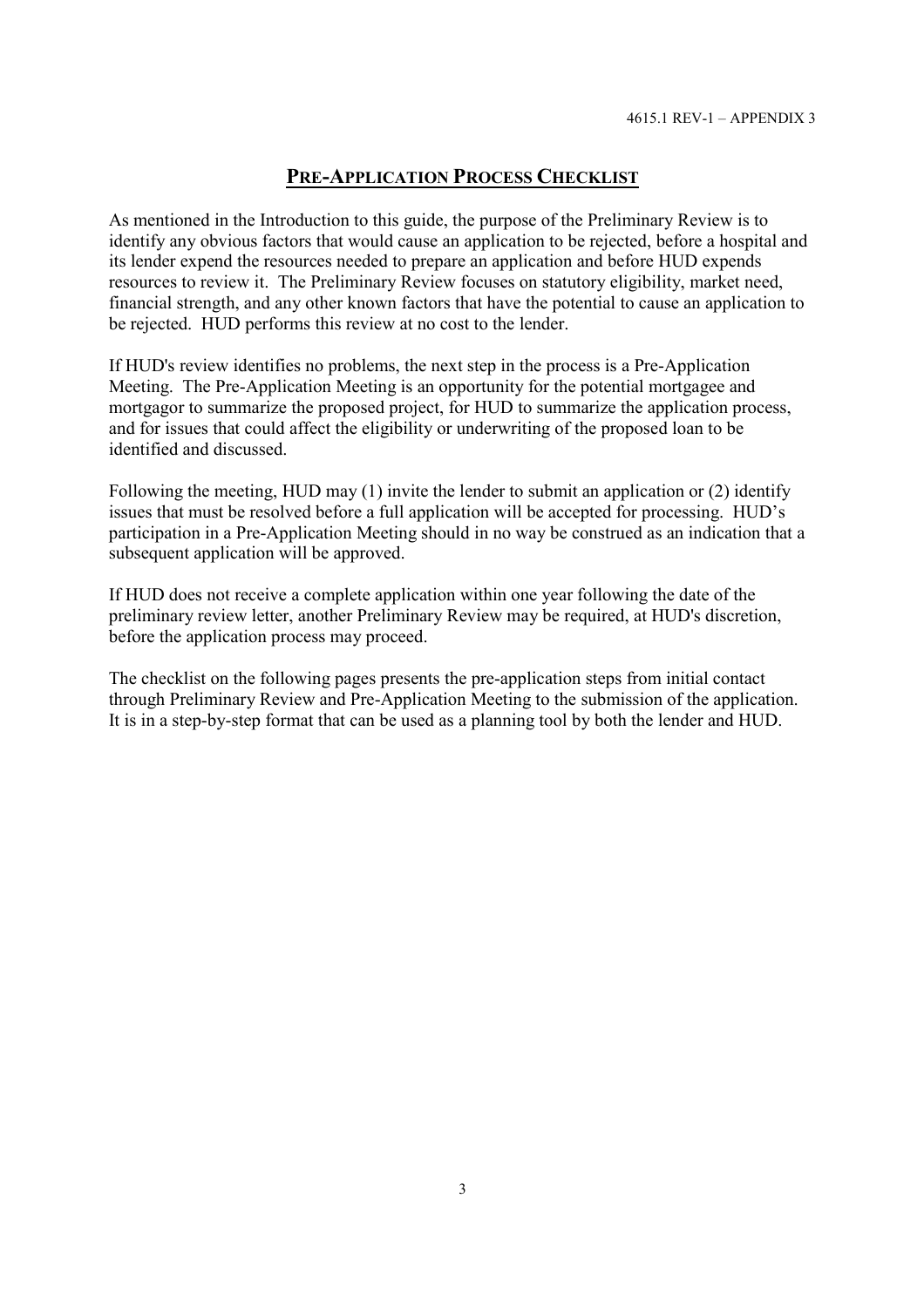## PRE-APPLICATION PROCESS CHECKLIST

As mentioned in the Introduction to this guide, the purpose of the Preliminary Review is to identify any obvious factors that would cause an application to be rejected, before a hospital and its lender expend the resources needed to prepare an application and before HUD expends resources to review it. The Preliminary Review focuses on statutory eligibility, market need, financial strength, and any other known factors that have the potential to cause an application to be rejected. HUD performs this review at no cost to the lender.

If HUD's review identifies no problems, the next step in the process is a Pre-Application Meeting. The Pre-Application Meeting is an opportunity for the potential mortgagee and mortgagor to summarize the proposed project, for HUD to summarize the application process, and for issues that could affect the eligibility or underwriting of the proposed loan to be identified and discussed.

Following the meeting, HUD may (1) invite the lender to submit an application or (2) identify issues that must be resolved before a full application will be accepted for processing. HUD's participation in a Pre-Application Meeting should in no way be construed as an indication that a subsequent application will be approved.

If HUD does not receive a complete application within one year following the date of the preliminary review letter, another Preliminary Review may be required, at HUD's discretion, before the application process may proceed.

The checklist on the following pages presents the pre-application steps from initial contact through Preliminary Review and Pre-Application Meeting to the submission of the application. It is in a step-by-step format that can be used as a planning tool by both the lender and HUD.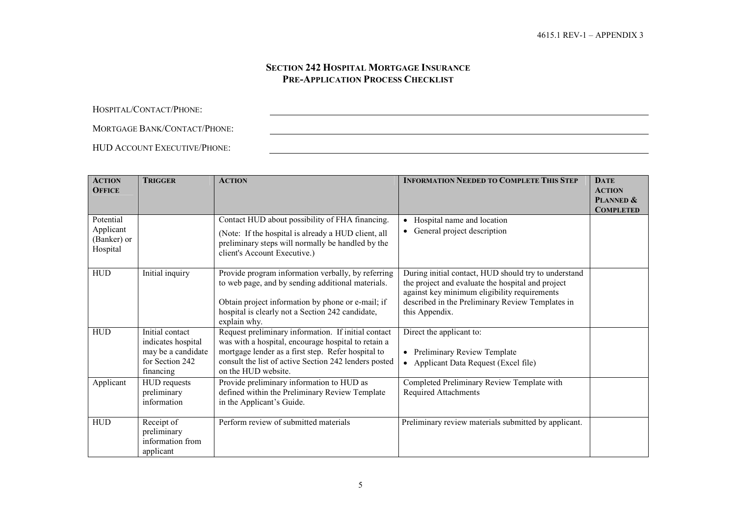## SECTION 242 HOSPITAL MORTGAGE INSURANCE PRE-APPLICATION PROCESS CHECKLIST

HOSPITAL/CONTACT/PHONE: \_\_\_\_\_\_\_\_\_\_\_\_\_\_\_\_\_\_\_\_\_\_\_\_\_\_\_\_\_\_

MORTGAGE BANK/CONTACT/PHONE: \_\_\_\_\_\_\_\_\_\_\_\_\_\_\_\_\_\_\_\_\_\_\_\_\_\_\_\_\_\_

HUD ACCOUNT EXECUTIVE/PHONE: \_\_\_\_\_\_\_\_\_\_\_\_\_\_\_\_\_\_\_\_\_\_\_\_\_\_\_\_\_\_

| ACTION OFFICE | TRIGGER | ACTION | INFORMATION NEEDED TO COMPLETE THIS STEP | DATE ACTION PLANNED & COMPLETED |
|---|---|---|---|---|
| Potential Applicant (Banker) or Hospital | | Contact HUD about possibility of FHA financing.<br><br>(Note: If the hospital is already a HUD client, all preliminary steps will normally be handled by the client's Account Executive.) | • Hospital name and location<br>• General project description | |
| HUD | Initial inquiry | Provide program information verbally, by referring to web page, and by sending additional materials.<br><br>Obtain project information by phone or e-mail; if hospital is clearly not a Section 242 candidate, explain why. | During initial contact, HUD should try to understand the project and evaluate the hospital and project against key minimum eligibility requirements described in the Preliminary Review Templates in this Appendix. | |
| HUD | Initial contact indicates hospital may be a candidate for Section 242 financing | Request preliminary information. If initial contact was with a hospital, encourage hospital to retain a mortgage lender as a first step. Refer hospital to consult the list of active Section 242 lenders posted on the HUD website. | Direct the applicant to:<br><br>• Preliminary Review Template<br>• Applicant Data Request (Excel file) | |
| Applicant | HUD requests preliminary information | Provide preliminary information to HUD as defined within the Preliminary Review Template in the Applicant's Guide. | Completed Preliminary Review Template with Required Attachments | |
| HUD | Receipt of preliminary information from applicant | Perform review of submitted materials | Preliminary review materials submitted by applicant. | |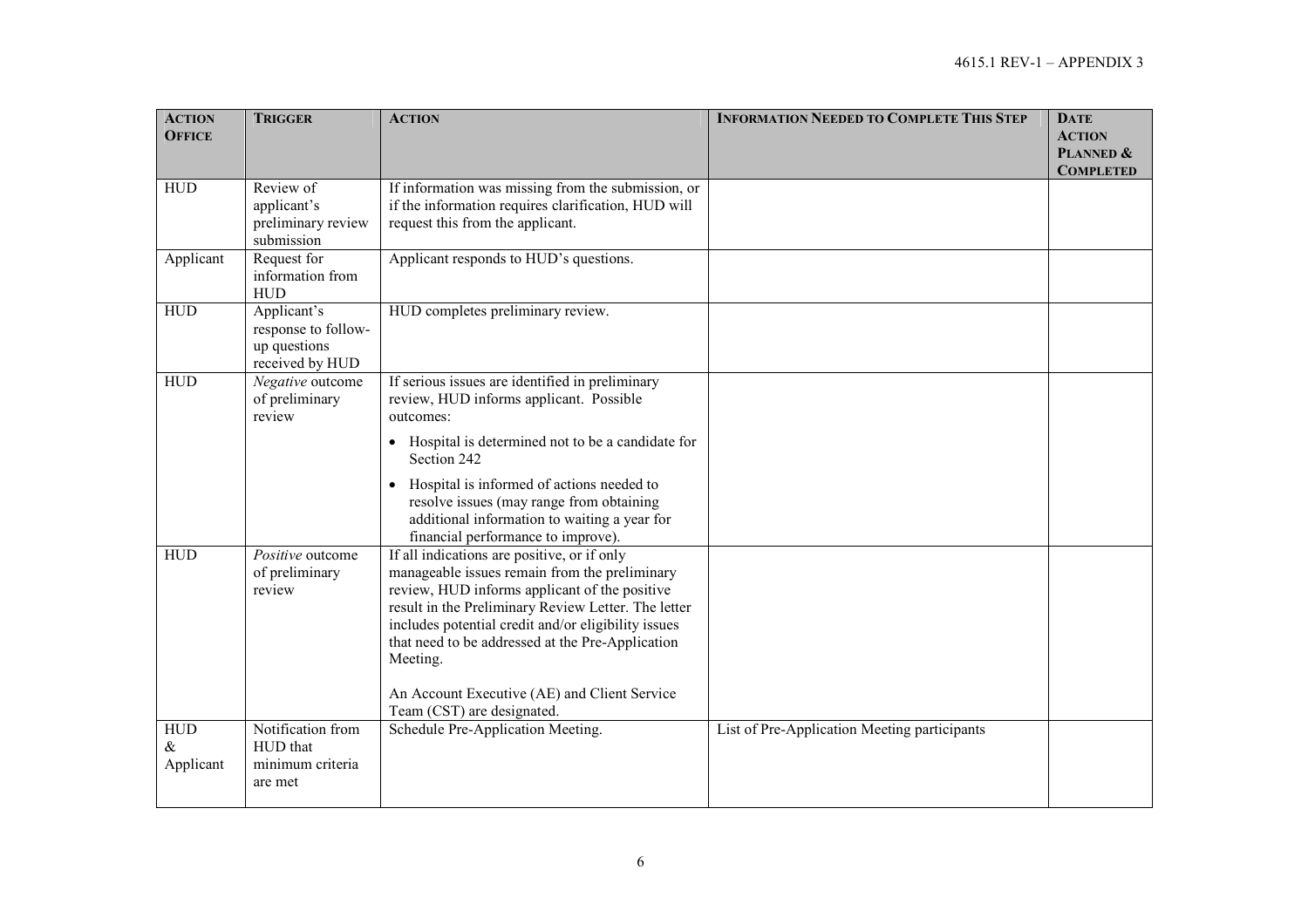| **ACTION OFFICE** | **TRIGGER** | **ACTION** | **INFORMATION NEEDED TO COMPLETE THIS STEP** | **DATE ACTION PLANNED & COMPLETED** |
|---|---|---|---|---|
| HUD | Review of applicant's preliminary review submission | If information was missing from the submission, or if the information requires clarification, HUD will request this from the applicant. | | |
| Applicant | Request for information from HUD | Applicant responds to HUD's questions. | | |
| HUD | Applicant's response to follow-up questions received by HUD | HUD completes preliminary review. | | |
| HUD | *Negative* outcome of preliminary review | If serious issues are identified in preliminary review, HUD informs applicant. Possible outcomes: <br>• Hospital is determined not to be a candidate for Section 242 <br>• Hospital is informed of actions needed to resolve issues (may range from obtaining additional information to waiting a year for financial performance to improve). | | |
| HUD | *Positive* outcome of preliminary review | If all indications are positive, or if only manageable issues remain from the preliminary review, HUD informs applicant of the positive result in the Preliminary Review Letter. The letter includes potential credit and/or eligibility issues that need to be addressed at the Pre-Application Meeting. <br><br>An Account Executive (AE) and Client Service Team (CST) are designated. | | |
| HUD & Applicant | Notification from HUD that minimum criteria are met | Schedule Pre-Application Meeting. | List of Pre-Application Meeting participants | |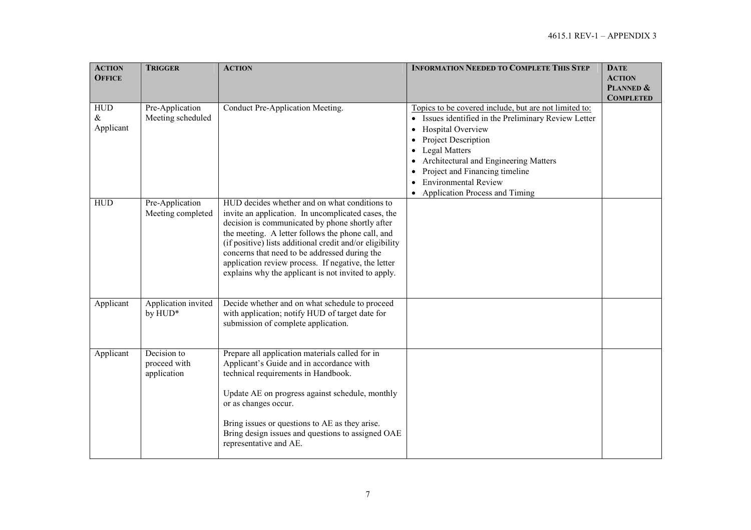| ACTION OFFICE | TRIGGER | ACTION | INFORMATION NEEDED TO COMPLETE THIS STEP | DATE ACTION PLANNED & COMPLETED |
|---|---|---|---|---|
| HUD & Applicant | Pre-Application Meeting scheduled | Conduct Pre-Application Meeting. | Topics to be covered include, but are not limited to:<br>• Issues identified in the Preliminary Review Letter<br>• Hospital Overview<br>• Project Description<br>• Legal Matters<br>• Architectural and Engineering Matters<br>• Project and Financing timeline<br>• Environmental Review<br>• Application Process and Timing | |
| HUD | Pre-Application Meeting completed | HUD decides whether and on what conditions to invite an application. In uncomplicated cases, the decision is communicated by phone shortly after the meeting. A letter follows the phone call, and (if positive) lists additional credit and/or eligibility concerns that need to be addressed during the application review process. If negative, the letter explains why the applicant is not invited to apply. | | |
| Applicant | Application invited by HUD* | Decide whether and on what schedule to proceed with application; notify HUD of target date for submission of complete application. | | |
| Applicant | Decision to proceed with application | Prepare all application materials called for in Applicant's Guide and in accordance with technical requirements in Handbook.<br><br>Update AE on progress against schedule, monthly or as changes occur.<br><br>Bring issues or questions to AE as they arise. Bring design issues and questions to assigned OAE representative and AE. | | |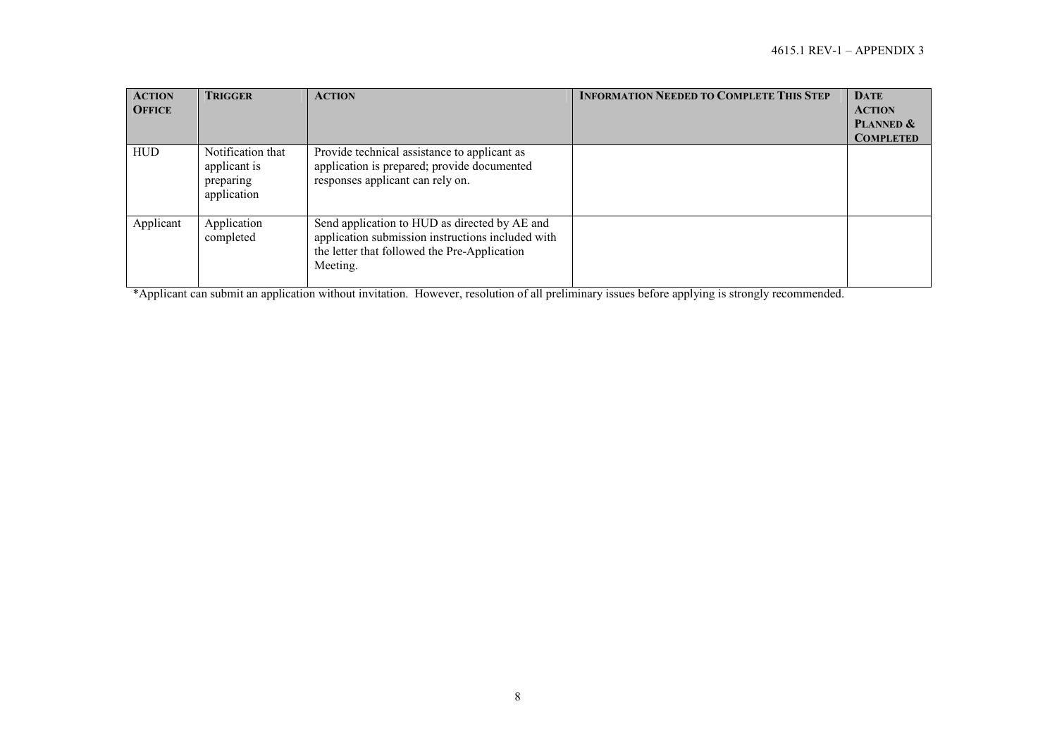| **ACTION OFFICE** | **TRIGGER** | **ACTION** | **INFORMATION NEEDED TO COMPLETE THIS STEP** | **DATE ACTION PLANNED & COMPLETED** |
|---|---|---|---|---|
| HUD | Notification that applicant is preparing application | Provide technical assistance to applicant as application is prepared; provide documented responses applicant can rely on. | | |
| Applicant | Application completed | Send application to HUD as directed by AE and application submission instructions included with the letter that followed the Pre-Application Meeting. | | |

*Applicant can submit an application without invitation. However, resolution of all preliminary issues before applying is strongly recommended.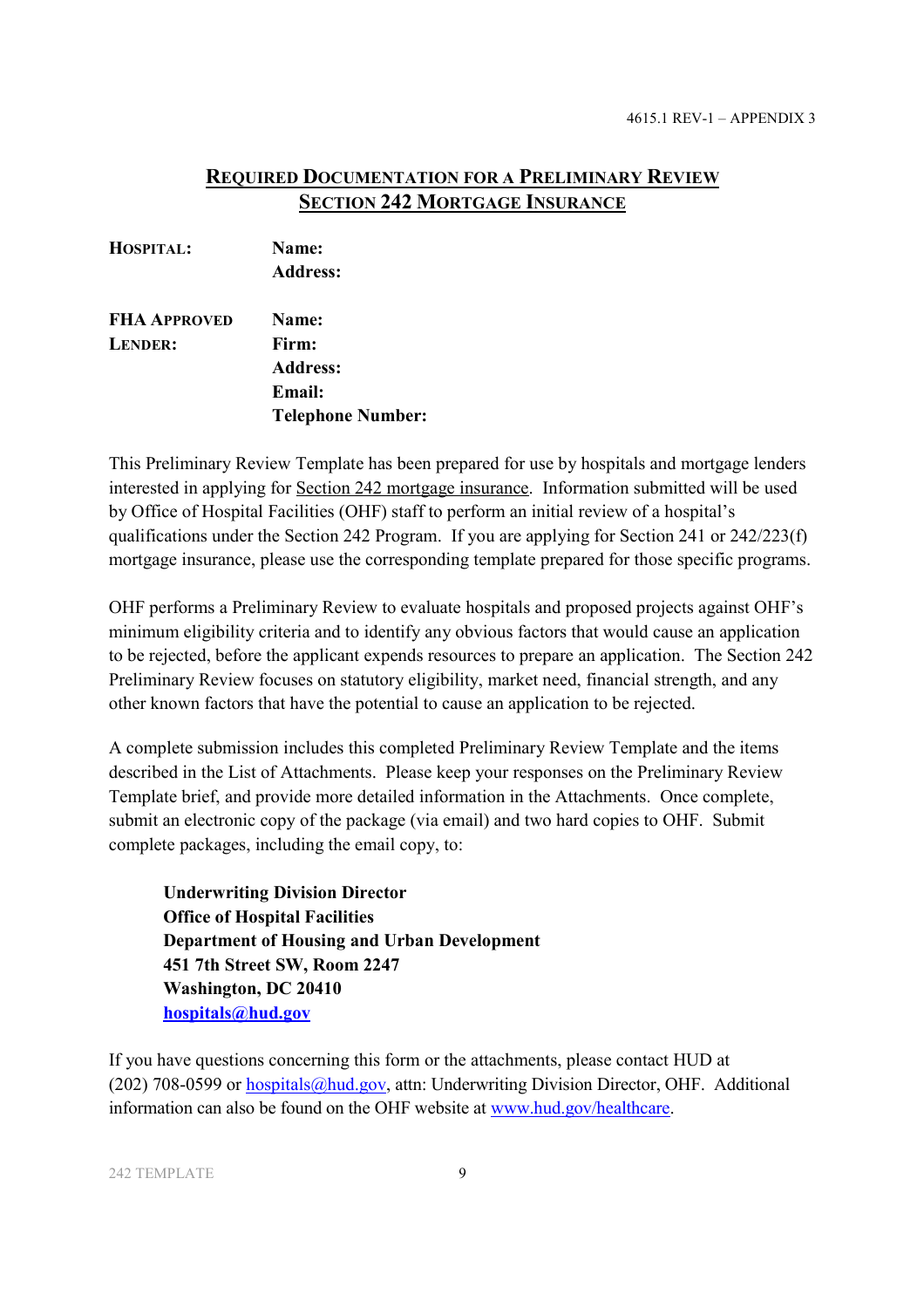## REQUIRED DOCUMENTATION FOR A PRELIMINARY REVIEW
## SECTION 242 MORTGAGE INSURANCE

| | |
|---|---|
| **HOSPITAL:** | **Name:** |
| | **Address:** |
| | |
| **FHA APPROVED LENDER:** | **Name:** |
| | **Firm:** |
| | **Address:** |
| | **Email:** |
| | **Telephone Number:** |

This Preliminary Review Template has been prepared for use by hospitals and mortgage lenders interested in applying for Section 242 mortgage insurance. Information submitted will be used by Office of Hospital Facilities (OHF) staff to perform an initial review of a hospital's qualifications under the Section 242 Program. If you are applying for Section 241 or 242/223(f) mortgage insurance, please use the corresponding template prepared for those specific programs.

OHF performs a Preliminary Review to evaluate hospitals and proposed projects against OHF's minimum eligibility criteria and to identify any obvious factors that would cause an application to be rejected, before the applicant expends resources to prepare an application. The Section 242 Preliminary Review focuses on statutory eligibility, market need, financial strength, and any other known factors that have the potential to cause an application to be rejected.

A complete submission includes this completed Preliminary Review Template and the items described in the List of Attachments. Please keep your responses on the Preliminary Review Template brief, and provide more detailed information in the Attachments. Once complete, submit an electronic copy of the package (via email) and two hard copies to OHF. Submit complete packages, including the email copy, to:

**Underwriting Division Director**
**Office of Hospital Facilities**
**Department of Housing and Urban Development**
**451 7th Street SW, Room 2247**
**Washington, DC 20410**
**hospitals@hud.gov**

If you have questions concerning this form or the attachments, please contact HUD at (202) 708-0599 or hospitals@hud.gov, attn: Underwriting Division Director, OHF. Additional information can also be found on the OHF website at www.hud.gov/healthcare.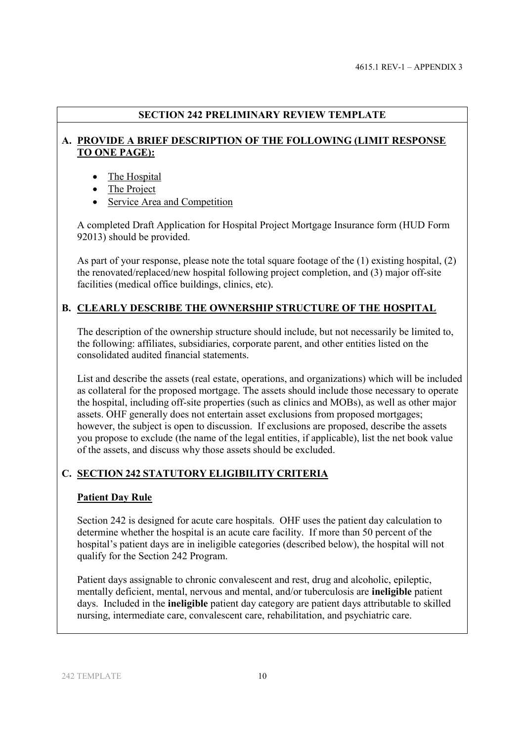## SECTION 242 PRELIMINARY REVIEW TEMPLATE

### A. PROVIDE A BRIEF DESCRIPTION OF THE FOLLOWING (LIMIT RESPONSE TO ONE PAGE):

- The Hospital
- The Project
- Service Area and Competition

A completed Draft Application for Hospital Project Mortgage Insurance form (HUD Form 92013) should be provided.

As part of your response, please note the total square footage of the (1) existing hospital, (2) the renovated/replaced/new hospital following project completion, and (3) major off-site facilities (medical office buildings, clinics, etc).

### B. CLEARLY DESCRIBE THE OWNERSHIP STRUCTURE OF THE HOSPITAL

The description of the ownership structure should include, but not necessarily be limited to, the following: affiliates, subsidiaries, corporate parent, and other entities listed on the consolidated audited financial statements.

List and describe the assets (real estate, operations, and organizations) which will be included as collateral for the proposed mortgage. The assets should include those necessary to operate the hospital, including off-site properties (such as clinics and MOBs), as well as other major assets. OHF generally does not entertain asset exclusions from proposed mortgages; however, the subject is open to discussion. If exclusions are proposed, describe the assets you propose to exclude (the name of the legal entities, if applicable), list the net book value of the assets, and discuss why those assets should be excluded.

### C. SECTION 242 STATUTORY ELIGIBILITY CRITERIA

#### Patient Day Rule

Section 242 is designed for acute care hospitals. OHF uses the patient day calculation to determine whether the hospital is an acute care facility. If more than 50 percent of the hospital's patient days are in ineligible categories (described below), the hospital will not qualify for the Section 242 Program.

Patient days assignable to chronic convalescent and rest, drug and alcoholic, epileptic, mentally deficient, mental, nervous and mental, and/or tuberculosis are **ineligible** patient days. Included in the **ineligible** patient day category are patient days attributable to skilled nursing, intermediate care, convalescent care, rehabilitation, and psychiatric care.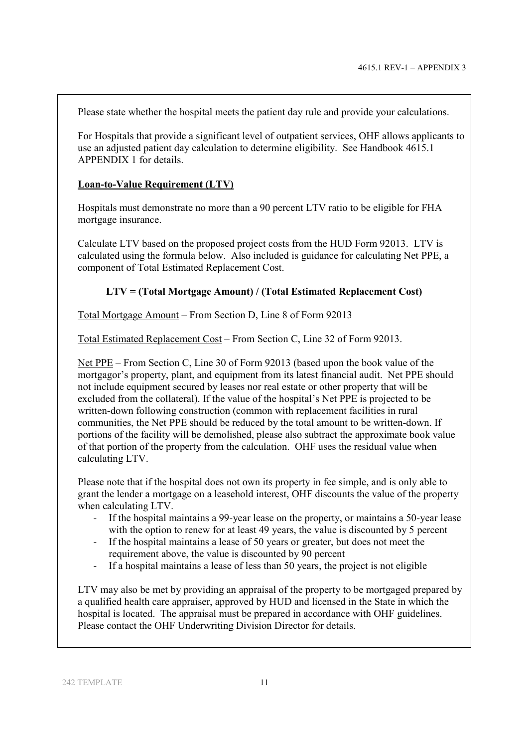Please state whether the hospital meets the patient day rule and provide your calculations.

For Hospitals that provide a significant level of outpatient services, OHF allows applicants to use an adjusted patient day calculation to determine eligibility. See Handbook 4615.1 APPENDIX 1 for details.

**Loan-to-Value Requirement (LTV)**

Hospitals must demonstrate no more than a 90 percent LTV ratio to be eligible for FHA mortgage insurance.

Calculate LTV based on the proposed project costs from the HUD Form 92013. LTV is calculated using the formula below. Also included is guidance for calculating Net PPE, a component of Total Estimated Replacement Cost.

**LTV = (Total Mortgage Amount) / (Total Estimated Replacement Cost)**

Total Mortgage Amount – From Section D, Line 8 of Form 92013

Total Estimated Replacement Cost – From Section C, Line 32 of Form 92013.

Net PPE – From Section C, Line 30 of Form 92013 (based upon the book value of the mortgagor's property, plant, and equipment from its latest financial audit. Net PPE should not include equipment secured by leases nor real estate or other property that will be excluded from the collateral). If the value of the hospital's Net PPE is projected to be written-down following construction (common with replacement facilities in rural communities, the Net PPE should be reduced by the total amount to be written-down. If portions of the facility will be demolished, please also subtract the approximate book value of that portion of the property from the calculation. OHF uses the residual value when calculating LTV.

Please note that if the hospital does not own its property in fee simple, and is only able to grant the lender a mortgage on a leasehold interest, OHF discounts the value of the property when calculating LTV.

- If the hospital maintains a 99-year lease on the property, or maintains a 50-year lease with the option to renew for at least 49 years, the value is discounted by 5 percent
- If the hospital maintains a lease of 50 years or greater, but does not meet the requirement above, the value is discounted by 90 percent
- If a hospital maintains a lease of less than 50 years, the project is not eligible

LTV may also be met by providing an appraisal of the property to be mortgaged prepared by a qualified health care appraiser, approved by HUD and licensed in the State in which the hospital is located. The appraisal must be prepared in accordance with OHF guidelines. Please contact the OHF Underwriting Division Director for details.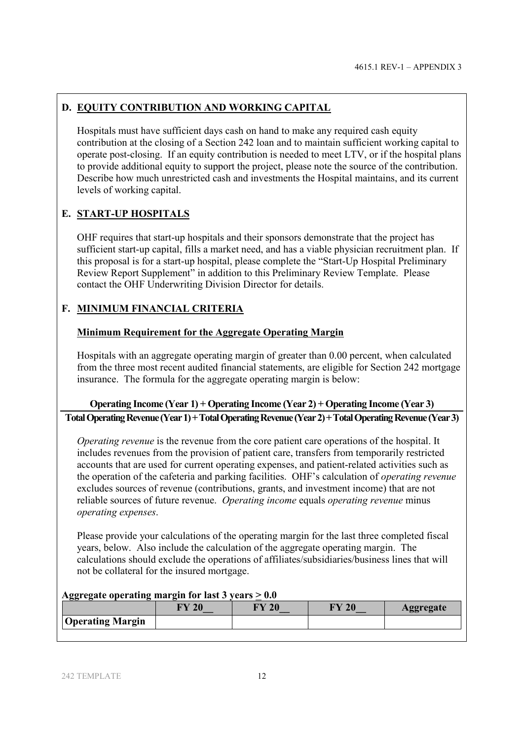## D. EQUITY CONTRIBUTION AND WORKING CAPITAL

Hospitals must have sufficient days cash on hand to make any required cash equity contribution at the closing of a Section 242 loan and to maintain sufficient working capital to operate post-closing. If an equity contribution is needed to meet LTV, or if the hospital plans to provide additional equity to support the project, please note the source of the contribution. Describe how much unrestricted cash and investments the Hospital maintains, and its current levels of working capital.

## E. START-UP HOSPITALS

OHF requires that start-up hospitals and their sponsors demonstrate that the project has sufficient start-up capital, fills a market need, and has a viable physician recruitment plan. If this proposal is for a start-up hospital, please complete the "Start-Up Hospital Preliminary Review Report Supplement" in addition to this Preliminary Review Template. Please contact the OHF Underwriting Division Director for details.

## F. MINIMUM FINANCIAL CRITERIA

### Minimum Requirement for the Aggregate Operating Margin

Hospitals with an aggregate operating margin of greater than 0.00 percent, when calculated from the three most recent audited financial statements, are eligible for Section 242 mortgage insurance. The formula for the aggregate operating margin is below:

$$\frac{\textbf{Operating Income (Year 1) + Operating Income (Year 2) + Operating Income (Year 3)}}{\textbf{Total Operating Revenue (Year 1) + Total Operating Revenue (Year 2) + Total Operating Revenue (Year 3)}}$$

*Operating revenue* is the revenue from the core patient care operations of the hospital. It includes revenues from the provision of patient care, transfers from temporarily restricted accounts that are used for current operating expenses, and patient-related activities such as the operation of the cafeteria and parking facilities. OHF's calculation of *operating revenue* excludes sources of revenue (contributions, grants, and investment income) that are not reliable sources of future revenue. *Operating income* equals *operating revenue* minus *operating expenses*.

Please provide your calculations of the operating margin for the last three completed fiscal years, below. Also include the calculation of the aggregate operating margin. The calculations should exclude the operations of affiliates/subsidiaries/business lines that will not be collateral for the insured mortgage.

**Aggregate operating margin for last 3 years ≥ 0.0**

| | FY 20__ | FY 20__ | FY 20__ | Aggregate |
|---|---|---|---|---|
| **Operating Margin** | | | | |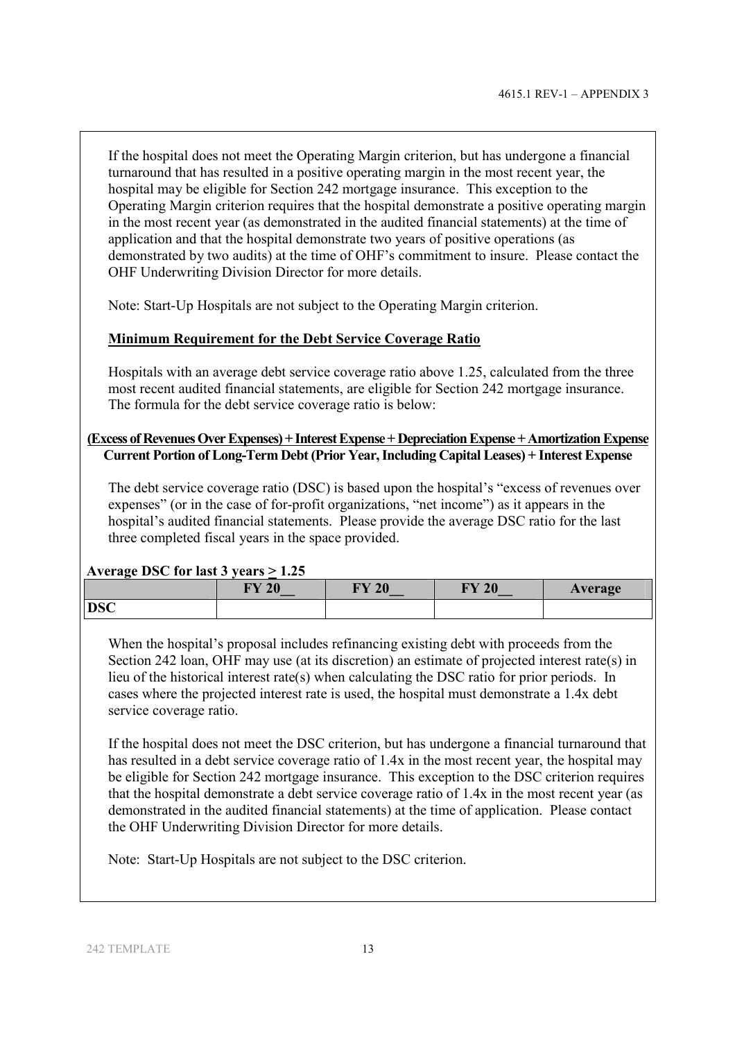If the hospital does not meet the Operating Margin criterion, but has undergone a financial turnaround that has resulted in a positive operating margin in the most recent year, the hospital may be eligible for Section 242 mortgage insurance. This exception to the Operating Margin criterion requires that the hospital demonstrate a positive operating margin in the most recent year (as demonstrated in the audited financial statements) at the time of application and that the hospital demonstrate two years of positive operations (as demonstrated by two audits) at the time of OHF's commitment to insure. Please contact the OHF Underwriting Division Director for more details.

Note: Start-Up Hospitals are not subject to the Operating Margin criterion.

**Minimum Requirement for the Debt Service Coverage Ratio**

Hospitals with an average debt service coverage ratio above 1.25, calculated from the three most recent audited financial statements, are eligible for Section 242 mortgage insurance. The formula for the debt service coverage ratio is below:

$$\frac{\text{(Excess of Revenues Over Expenses)} + \text{Interest Expense} + \text{Depreciation Expense} + \text{Amortization Expense}}{\text{Current Portion of Long-Term Debt (Prior Year, Including Capital Leases)} + \text{Interest Expense}}$$

The debt service coverage ratio (DSC) is based upon the hospital's "excess of revenues over expenses" (or in the case of for-profit organizations, "net income") as it appears in the hospital's audited financial statements. Please provide the average DSC ratio for the last three completed fiscal years in the space provided.

**Average DSC for last 3 years ≥ 1.25**

| | FY 20__ | FY 20__ | FY 20__ | Average |
|---|---|---|---|---|
| **DSC** | | | | |

When the hospital's proposal includes refinancing existing debt with proceeds from the Section 242 loan, OHF may use (at its discretion) an estimate of projected interest rate(s) in lieu of the historical interest rate(s) when calculating the DSC ratio for prior periods. In cases where the projected interest rate is used, the hospital must demonstrate a 1.4x debt service coverage ratio.

If the hospital does not meet the DSC criterion, but has undergone a financial turnaround that has resulted in a debt service coverage ratio of 1.4x in the most recent year, the hospital may be eligible for Section 242 mortgage insurance. This exception to the DSC criterion requires that the hospital demonstrate a debt service coverage ratio of 1.4x in the most recent year (as demonstrated in the audited financial statements) at the time of application. Please contact the OHF Underwriting Division Director for more details.

Note: Start-Up Hospitals are not subject to the DSC criterion.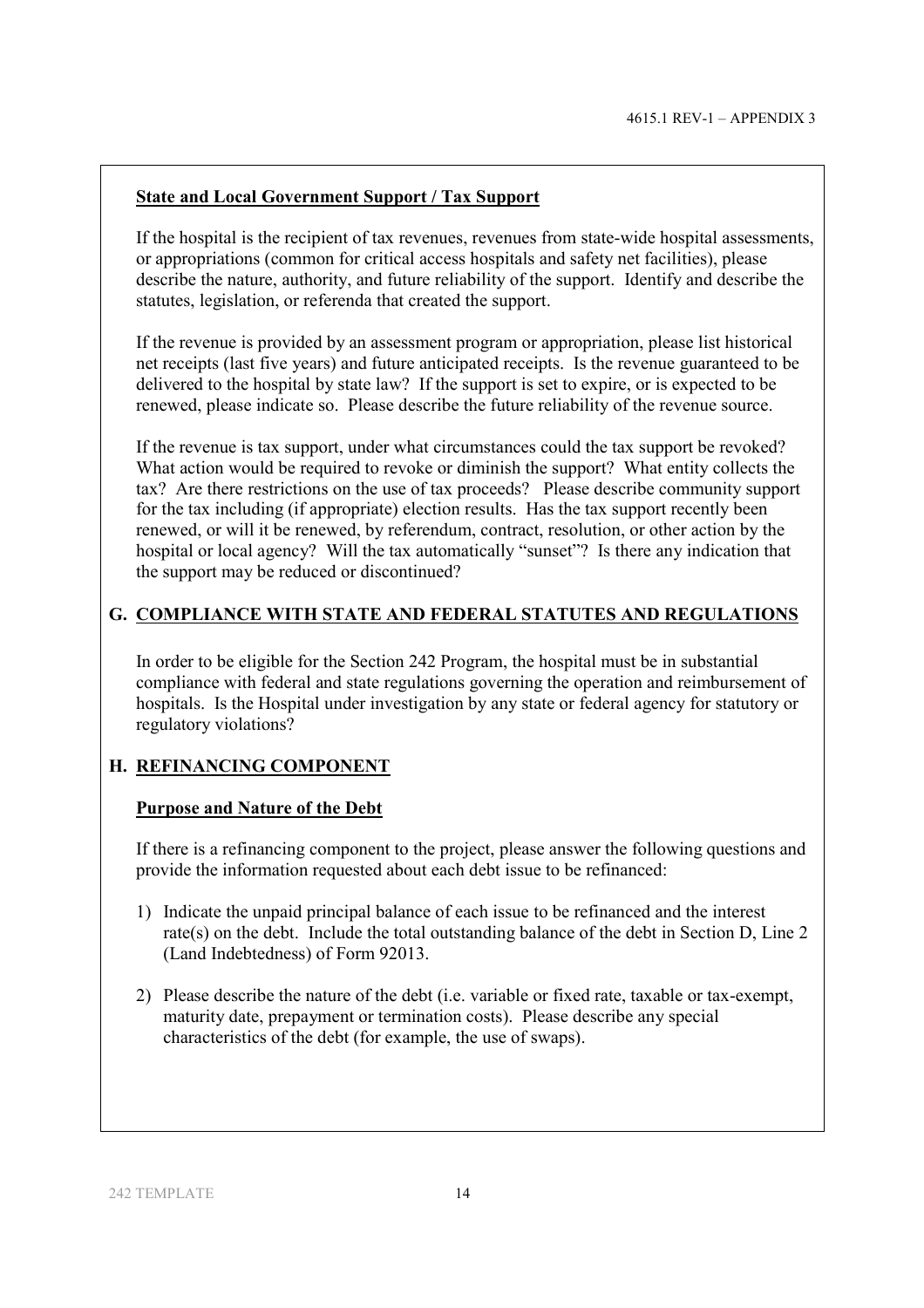**State and Local Government Support / Tax Support**

If the hospital is the recipient of tax revenues, revenues from state-wide hospital assessments, or appropriations (common for critical access hospitals and safety net facilities), please describe the nature, authority, and future reliability of the support. Identify and describe the statutes, legislation, or referenda that created the support.

If the revenue is provided by an assessment program or appropriation, please list historical net receipts (last five years) and future anticipated receipts. Is the revenue guaranteed to be delivered to the hospital by state law? If the support is set to expire, or is expected to be renewed, please indicate so. Please describe the future reliability of the revenue source.

If the revenue is tax support, under what circumstances could the tax support be revoked? What action would be required to revoke or diminish the support? What entity collects the tax? Are there restrictions on the use of tax proceeds? Please describe community support for the tax including (if appropriate) election results. Has the tax support recently been renewed, or will it be renewed, by referendum, contract, resolution, or other action by the hospital or local agency? Will the tax automatically "sunset"? Is there any indication that the support may be reduced or discontinued?

## G. COMPLIANCE WITH STATE AND FEDERAL STATUTES AND REGULATIONS

In order to be eligible for the Section 242 Program, the hospital must be in substantial compliance with federal and state regulations governing the operation and reimbursement of hospitals. Is the Hospital under investigation by any state or federal agency for statutory or regulatory violations?

## H. REFINANCING COMPONENT

**Purpose and Nature of the Debt**

If there is a refinancing component to the project, please answer the following questions and provide the information requested about each debt issue to be refinanced:

1) Indicate the unpaid principal balance of each issue to be refinanced and the interest rate(s) on the debt. Include the total outstanding balance of the debt in Section D, Line 2 (Land Indebtedness) of Form 92013.

2) Please describe the nature of the debt (i.e. variable or fixed rate, taxable or tax-exempt, maturity date, prepayment or termination costs). Please describe any special characteristics of the debt (for example, the use of swaps).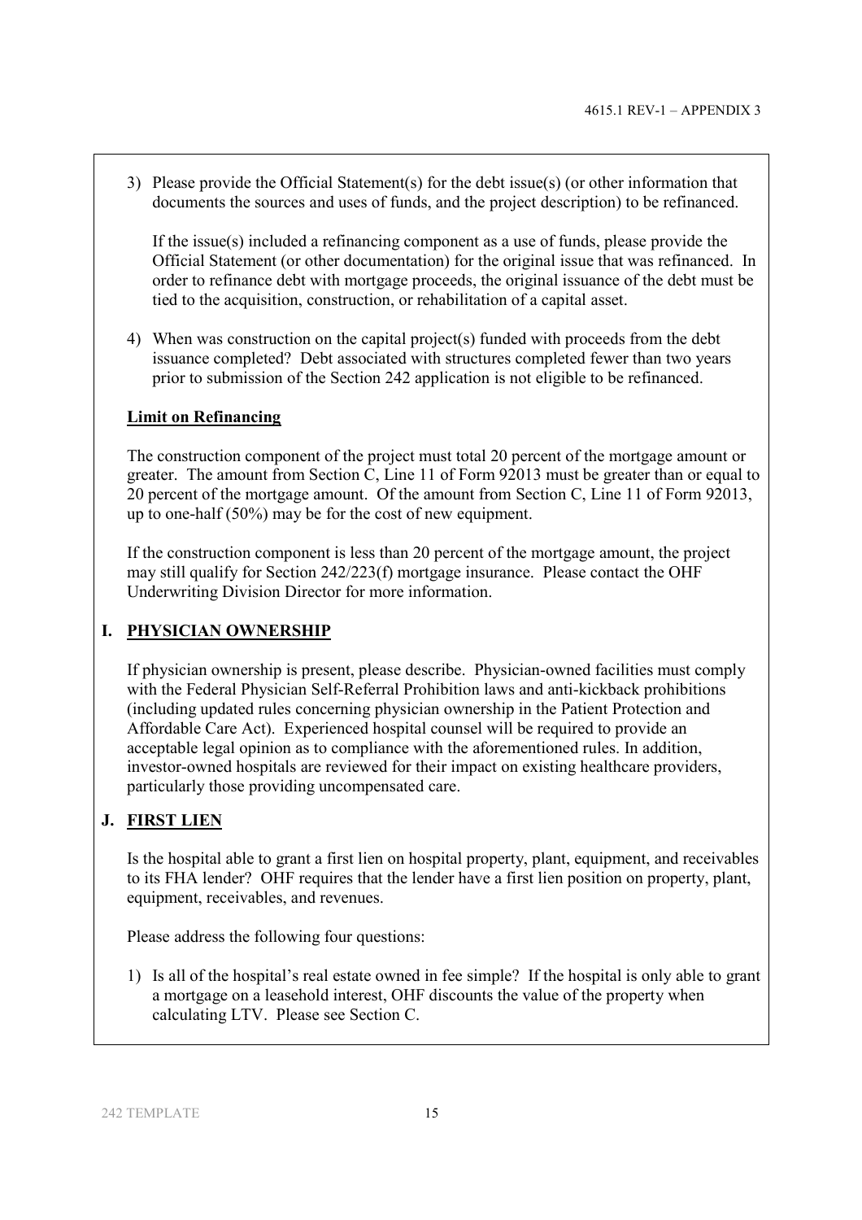3) Please provide the Official Statement(s) for the debt issue(s) (or other information that documents the sources and uses of funds, and the project description) to be refinanced.

   If the issue(s) included a refinancing component as a use of funds, please provide the Official Statement (or other documentation) for the original issue that was refinanced. In order to refinance debt with mortgage proceeds, the original issuance of the debt must be tied to the acquisition, construction, or rehabilitation of a capital asset.

4) When was construction on the capital project(s) funded with proceeds from the debt issuance completed? Debt associated with structures completed fewer than two years prior to submission of the Section 242 application is not eligible to be refinanced.

**Limit on Refinancing**

The construction component of the project must total 20 percent of the mortgage amount or greater. The amount from Section C, Line 11 of Form 92013 must be greater than or equal to 20 percent of the mortgage amount. Of the amount from Section C, Line 11 of Form 92013, up to one-half (50%) may be for the cost of new equipment.

If the construction component is less than 20 percent of the mortgage amount, the project may still qualify for Section 242/223(f) mortgage insurance. Please contact the OHF Underwriting Division Director for more information.

## I. PHYSICIAN OWNERSHIP

If physician ownership is present, please describe. Physician-owned facilities must comply with the Federal Physician Self-Referral Prohibition laws and anti-kickback prohibitions (including updated rules concerning physician ownership in the Patient Protection and Affordable Care Act). Experienced hospital counsel will be required to provide an acceptable legal opinion as to compliance with the aforementioned rules. In addition, investor-owned hospitals are reviewed for their impact on existing healthcare providers, particularly those providing uncompensated care.

## J. FIRST LIEN

Is the hospital able to grant a first lien on hospital property, plant, equipment, and receivables to its FHA lender? OHF requires that the lender have a first lien position on property, plant, equipment, receivables, and revenues.

Please address the following four questions:

1) Is all of the hospital's real estate owned in fee simple? If the hospital is only able to grant a mortgage on a leasehold interest, OHF discounts the value of the property when calculating LTV. Please see Section C.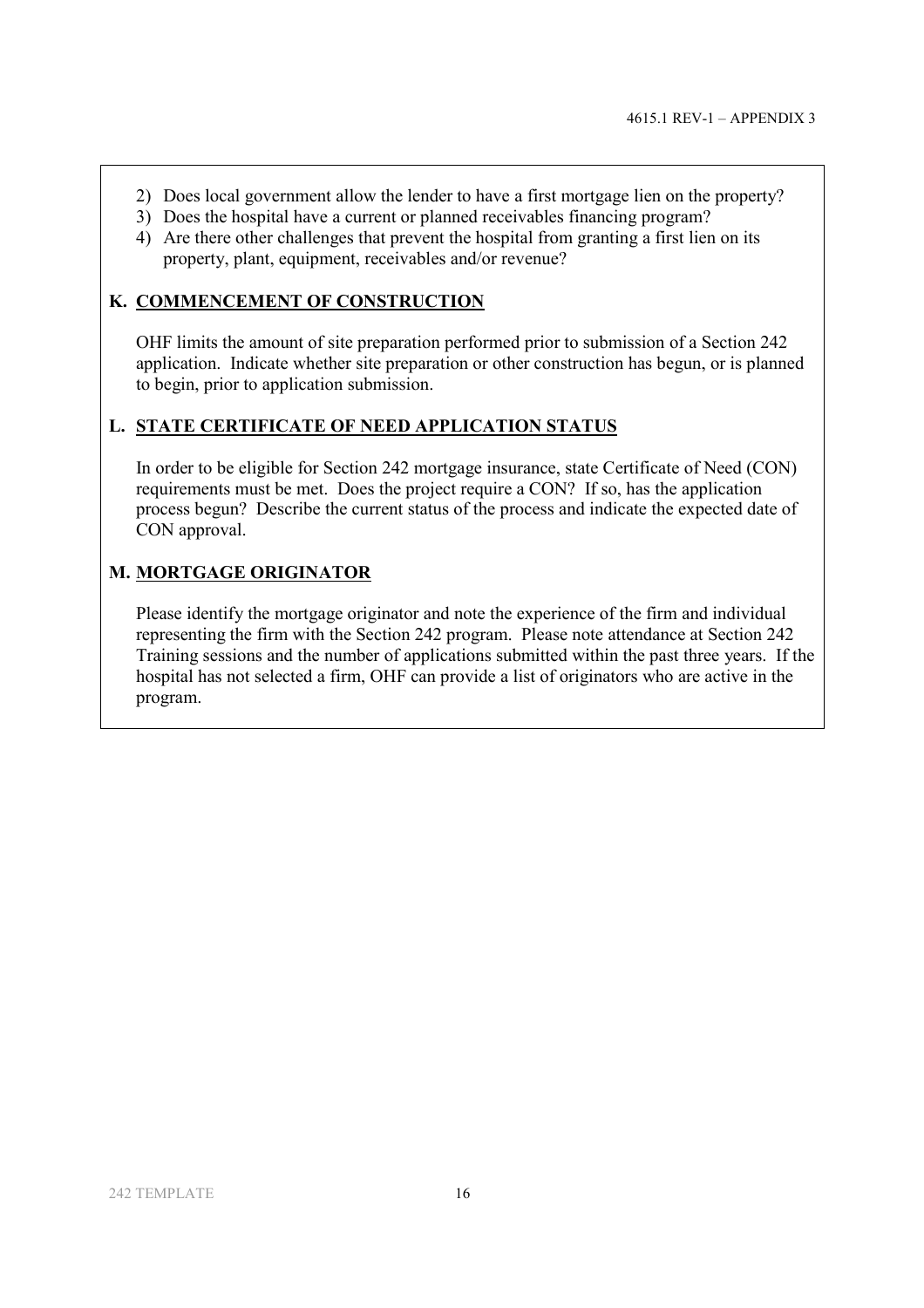2) Does local government allow the lender to have a first mortgage lien on the property?
3) Does the hospital have a current or planned receivables financing program?
4) Are there other challenges that prevent the hospital from granting a first lien on its property, plant, equipment, receivables and/or revenue?

### K. COMMENCEMENT OF CONSTRUCTION

OHF limits the amount of site preparation performed prior to submission of a Section 242 application. Indicate whether site preparation or other construction has begun, or is planned to begin, prior to application submission.

### L. STATE CERTIFICATE OF NEED APPLICATION STATUS

In order to be eligible for Section 242 mortgage insurance, state Certificate of Need (CON) requirements must be met. Does the project require a CON? If so, has the application process begun? Describe the current status of the process and indicate the expected date of CON approval.

### M. MORTGAGE ORIGINATOR

Please identify the mortgage originator and note the experience of the firm and individual representing the firm with the Section 242 program. Please note attendance at Section 242 Training sessions and the number of applications submitted within the past three years. If the hospital has not selected a firm, OHF can provide a list of originators who are active in the program.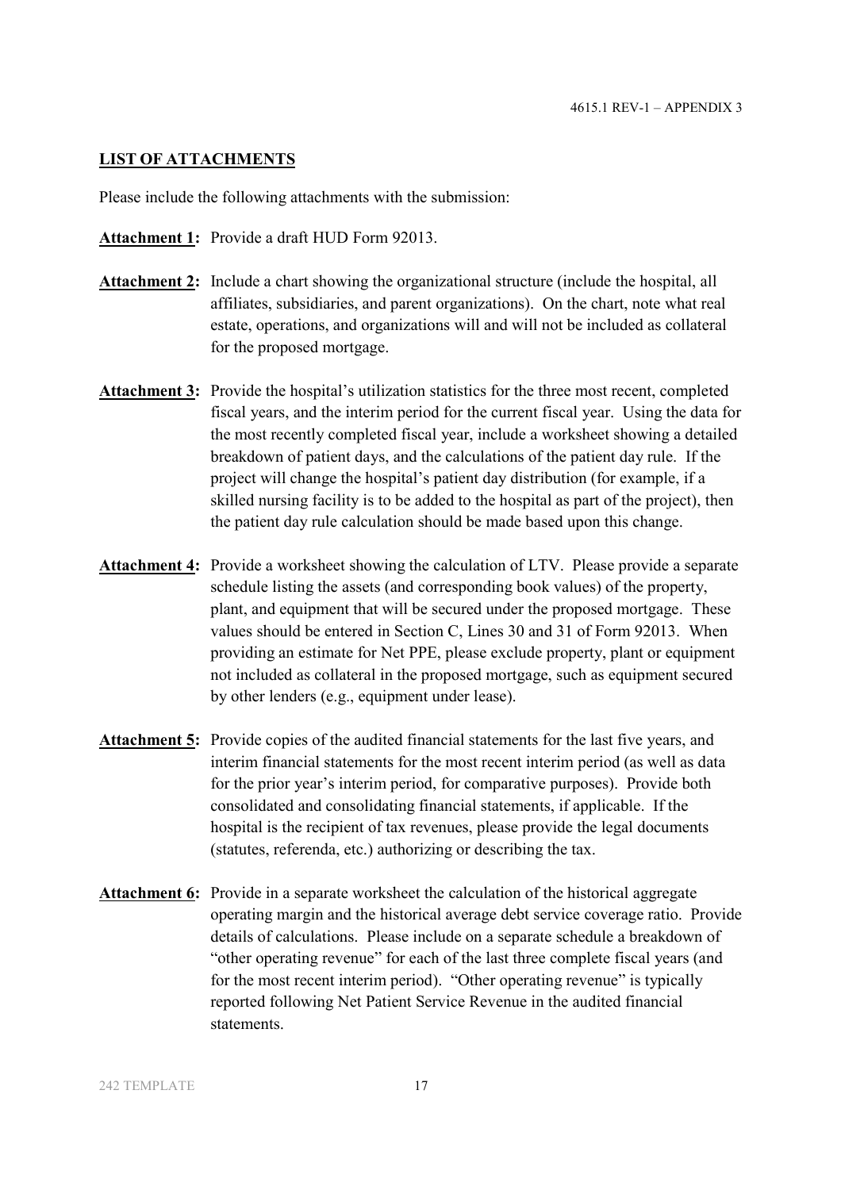## LIST OF ATTACHMENTS

Please include the following attachments with the submission:

**Attachment 1:** Provide a draft HUD Form 92013.

**Attachment 2:** Include a chart showing the organizational structure (include the hospital, all affiliates, subsidiaries, and parent organizations). On the chart, note what real estate, operations, and organizations will and will not be included as collateral for the proposed mortgage.

**Attachment 3:** Provide the hospital's utilization statistics for the three most recent, completed fiscal years, and the interim period for the current fiscal year. Using the data for the most recently completed fiscal year, include a worksheet showing a detailed breakdown of patient days, and the calculations of the patient day rule. If the project will change the hospital's patient day distribution (for example, if a skilled nursing facility is to be added to the hospital as part of the project), then the patient day rule calculation should be made based upon this change.

**Attachment 4:** Provide a worksheet showing the calculation of LTV. Please provide a separate schedule listing the assets (and corresponding book values) of the property, plant, and equipment that will be secured under the proposed mortgage. These values should be entered in Section C, Lines 30 and 31 of Form 92013. When providing an estimate for Net PPE, please exclude property, plant or equipment not included as collateral in the proposed mortgage, such as equipment secured by other lenders (e.g., equipment under lease).

**Attachment 5:** Provide copies of the audited financial statements for the last five years, and interim financial statements for the most recent interim period (as well as data for the prior year's interim period, for comparative purposes). Provide both consolidated and consolidating financial statements, if applicable. If the hospital is the recipient of tax revenues, please provide the legal documents (statutes, referenda, etc.) authorizing or describing the tax.

**Attachment 6:** Provide in a separate worksheet the calculation of the historical aggregate operating margin and the historical average debt service coverage ratio. Provide details of calculations. Please include on a separate schedule a breakdown of "other operating revenue" for each of the last three complete fiscal years (and for the most recent interim period). "Other operating revenue" is typically reported following Net Patient Service Revenue in the audited financial statements.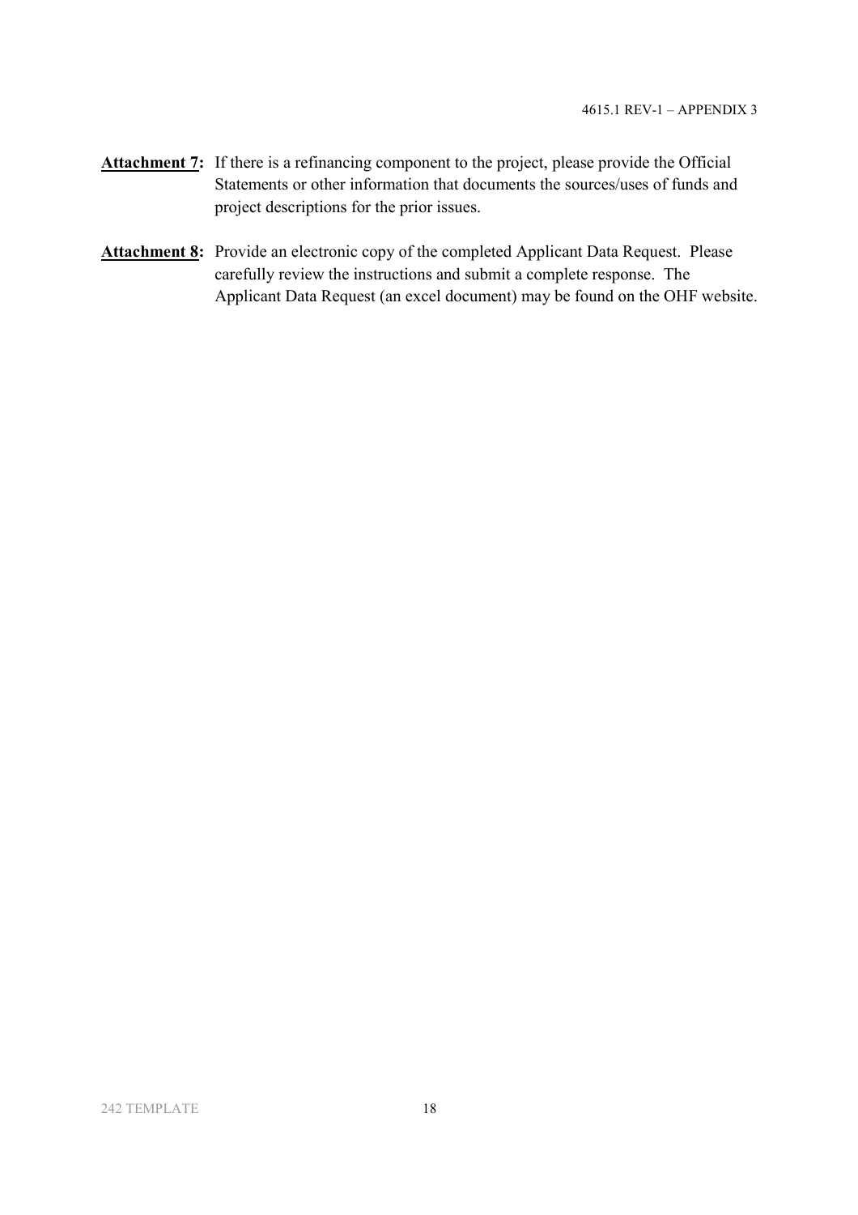**Attachment 7:** If there is a refinancing component to the project, please provide the Official Statements or other information that documents the sources/uses of funds and project descriptions for the prior issues.

**Attachment 8:** Provide an electronic copy of the completed Applicant Data Request. Please carefully review the instructions and submit a complete response. The Applicant Data Request (an excel document) may be found on the OHF website.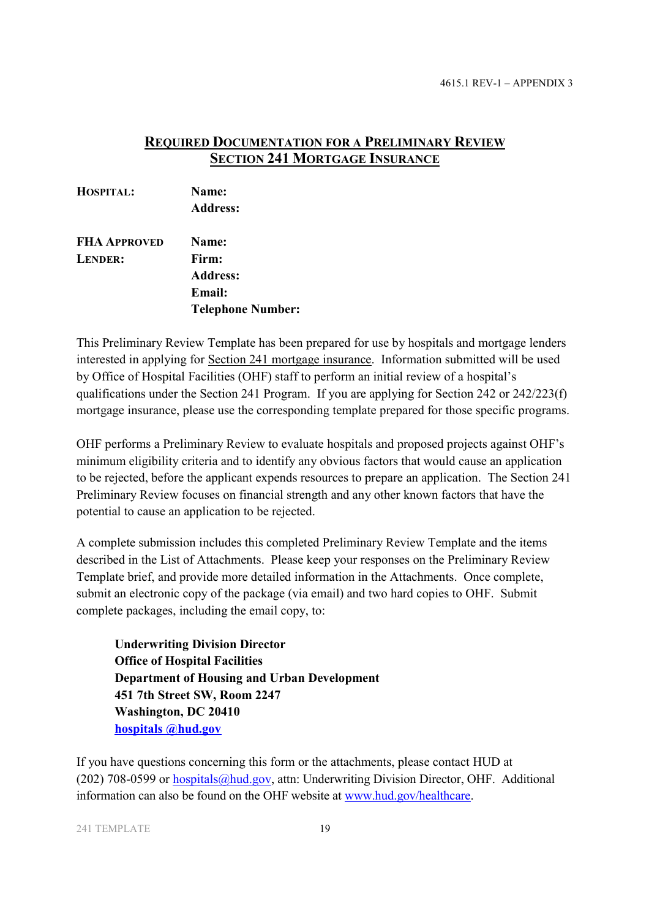## REQUIRED DOCUMENTATION FOR A PRELIMINARY REVIEW SECTION 241 MORTGAGE INSURANCE

**HOSPITAL:**
- **Name:**
- **Address:**

**FHA APPROVED LENDER:**
- **Name:**
- **Firm:**
- **Address:**
- **Email:**
- **Telephone Number:**

This Preliminary Review Template has been prepared for use by hospitals and mortgage lenders interested in applying for Section 241 mortgage insurance. Information submitted will be used by Office of Hospital Facilities (OHF) staff to perform an initial review of a hospital's qualifications under the Section 241 Program. If you are applying for Section 242 or 242/223(f) mortgage insurance, please use the corresponding template prepared for those specific programs.

OHF performs a Preliminary Review to evaluate hospitals and proposed projects against OHF's minimum eligibility criteria and to identify any obvious factors that would cause an application to be rejected, before the applicant expends resources to prepare an application. The Section 241 Preliminary Review focuses on financial strength and any other known factors that have the potential to cause an application to be rejected.

A complete submission includes this completed Preliminary Review Template and the items described in the List of Attachments. Please keep your responses on the Preliminary Review Template brief, and provide more detailed information in the Attachments. Once complete, submit an electronic copy of the package (via email) and two hard copies to OHF. Submit complete packages, including the email copy, to:

> **Underwriting Division Director**
> **Office of Hospital Facilities**
> **Department of Housing and Urban Development**
> **451 7th Street SW, Room 2247**
> **Washington, DC 20410**
> **hospitals @hud.gov**

If you have questions concerning this form or the attachments, please contact HUD at (202) 708-0599 or hospitals@hud.gov, attn: Underwriting Division Director, OHF. Additional information can also be found on the OHF website at www.hud.gov/healthcare.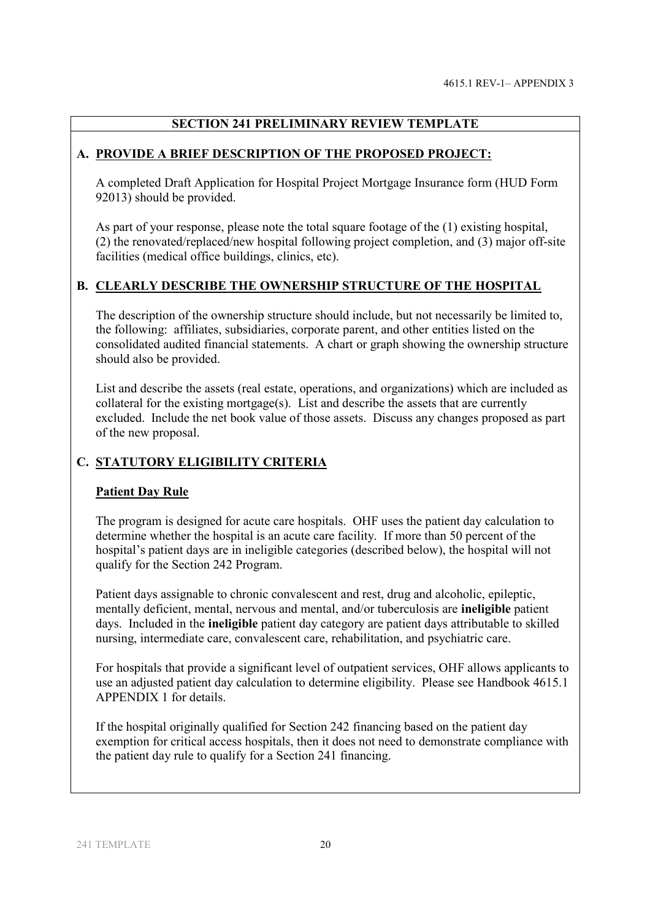## SECTION 241 PRELIMINARY REVIEW TEMPLATE

### A. PROVIDE A BRIEF DESCRIPTION OF THE PROPOSED PROJECT:

A completed Draft Application for Hospital Project Mortgage Insurance form (HUD Form 92013) should be provided.

As part of your response, please note the total square footage of the (1) existing hospital, (2) the renovated/replaced/new hospital following project completion, and (3) major off-site facilities (medical office buildings, clinics, etc).

### B. CLEARLY DESCRIBE THE OWNERSHIP STRUCTURE OF THE HOSPITAL

The description of the ownership structure should include, but not necessarily be limited to, the following: affiliates, subsidiaries, corporate parent, and other entities listed on the consolidated audited financial statements. A chart or graph showing the ownership structure should also be provided.

List and describe the assets (real estate, operations, and organizations) which are included as collateral for the existing mortgage(s). List and describe the assets that are currently excluded. Include the net book value of those assets. Discuss any changes proposed as part of the new proposal.

### C. STATUTORY ELIGIBILITY CRITERIA

#### Patient Day Rule

The program is designed for acute care hospitals. OHF uses the patient day calculation to determine whether the hospital is an acute care facility. If more than 50 percent of the hospital's patient days are in ineligible categories (described below), the hospital will not qualify for the Section 242 Program.

Patient days assignable to chronic convalescent and rest, drug and alcoholic, epileptic, mentally deficient, mental, nervous and mental, and/or tuberculosis are **ineligible** patient days. Included in the **ineligible** patient day category are patient days attributable to skilled nursing, intermediate care, convalescent care, rehabilitation, and psychiatric care.

For hospitals that provide a significant level of outpatient services, OHF allows applicants to use an adjusted patient day calculation to determine eligibility. Please see Handbook 4615.1 APPENDIX 1 for details.

If the hospital originally qualified for Section 242 financing based on the patient day exemption for critical access hospitals, then it does not need to demonstrate compliance with the patient day rule to qualify for a Section 241 financing.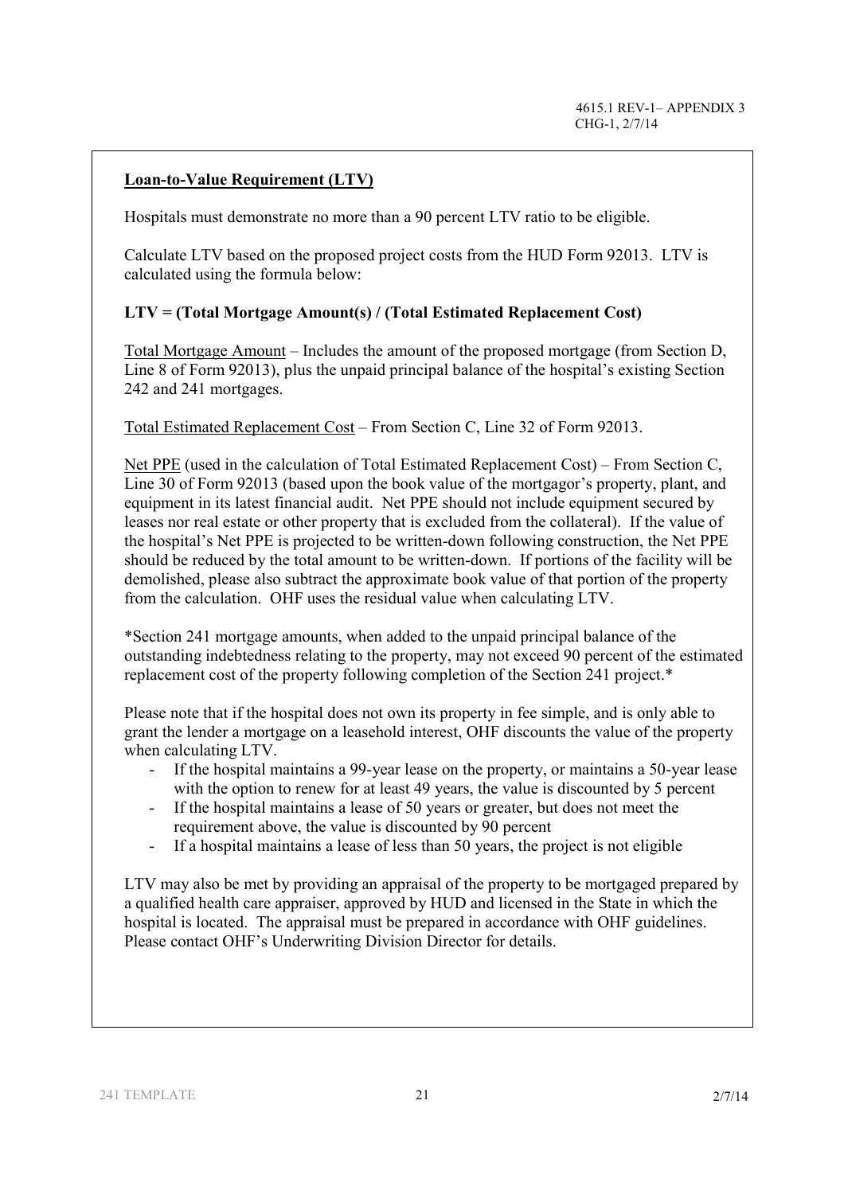**Loan-to-Value Requirement (LTV)**

Hospitals must demonstrate no more than a 90 percent LTV ratio to be eligible.

Calculate LTV based on the proposed project costs from the HUD Form 92013. LTV is calculated using the formula below:

**LTV = (Total Mortgage Amount(s) / (Total Estimated Replacement Cost)**

Total Mortgage Amount – Includes the amount of the proposed mortgage (from Section D, Line 8 of Form 92013), plus the unpaid principal balance of the hospital's existing Section 242 and 241 mortgages.

Total Estimated Replacement Cost – From Section C, Line 32 of Form 92013.

Net PPE (used in the calculation of Total Estimated Replacement Cost) – From Section C, Line 30 of Form 92013 (based upon the book value of the mortgagor's property, plant, and equipment in its latest financial audit. Net PPE should not include equipment secured by leases nor real estate or other property that is excluded from the collateral). If the value of the hospital's Net PPE is projected to be written-down following construction, the Net PPE should be reduced by the total amount to be written-down. If portions of the facility will be demolished, please also subtract the approximate book value of that portion of the property from the calculation. OHF uses the residual value when calculating LTV.

*Section 241 mortgage amounts, when added to the unpaid principal balance of the outstanding indebtedness relating to the property, may not exceed 90 percent of the estimated replacement cost of the property following completion of the Section 241 project.*

Please note that if the hospital does not own its property in fee simple, and is only able to grant the lender a mortgage on a leasehold interest, OHF discounts the value of the property when calculating LTV.

- If the hospital maintains a 99-year lease on the property, or maintains a 50-year lease with the option to renew for at least 49 years, the value is discounted by 5 percent
- If the hospital maintains a lease of 50 years or greater, but does not meet the requirement above, the value is discounted by 90 percent
- If a hospital maintains a lease of less than 50 years, the project is not eligible

LTV may also be met by providing an appraisal of the property to be mortgaged prepared by a qualified health care appraiser, approved by HUD and licensed in the State in which the hospital is located. The appraisal must be prepared in accordance with OHF guidelines. Please contact OHF's Underwriting Division Director for details.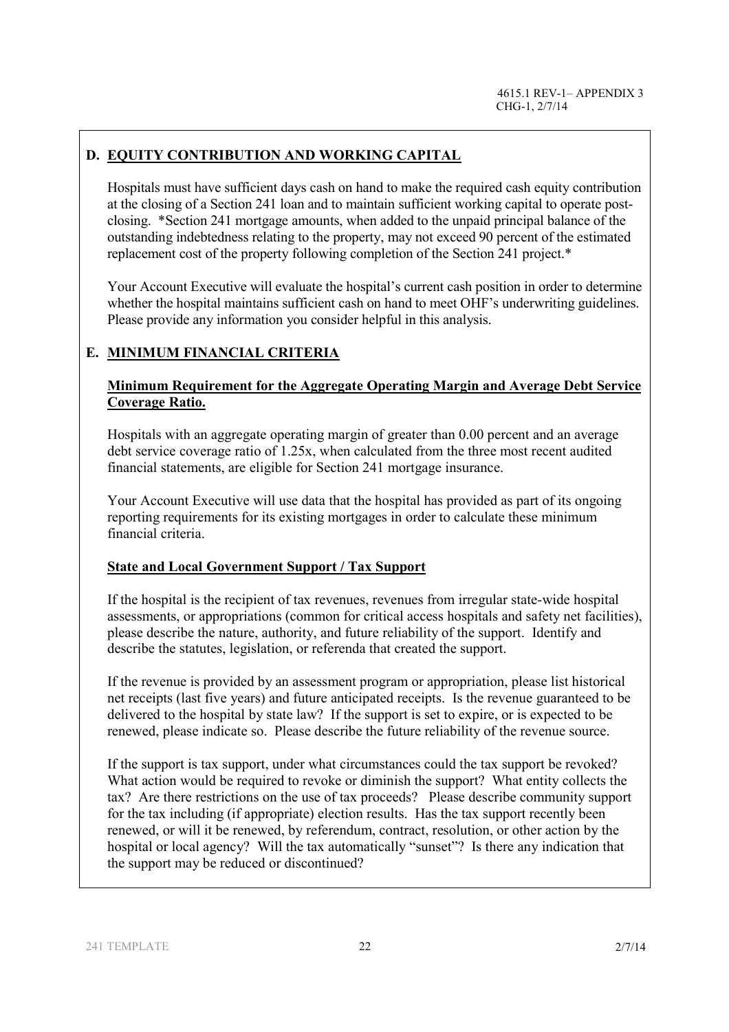## D. EQUITY CONTRIBUTION AND WORKING CAPITAL

Hospitals must have sufficient days cash on hand to make the required cash equity contribution at the closing of a Section 241 loan and to maintain sufficient working capital to operate post-closing. *Section 241 mortgage amounts, when added to the unpaid principal balance of the outstanding indebtedness relating to the property, may not exceed 90 percent of the estimated replacement cost of the property following completion of the Section 241 project.*

Your Account Executive will evaluate the hospital's current cash position in order to determine whether the hospital maintains sufficient cash on hand to meet OHF's underwriting guidelines. Please provide any information you consider helpful in this analysis.

## E. MINIMUM FINANCIAL CRITERIA

**Minimum Requirement for the Aggregate Operating Margin and Average Debt Service Coverage Ratio.**

Hospitals with an aggregate operating margin of greater than 0.00 percent and an average debt service coverage ratio of 1.25x, when calculated from the three most recent audited financial statements, are eligible for Section 241 mortgage insurance.

Your Account Executive will use data that the hospital has provided as part of its ongoing reporting requirements for its existing mortgages in order to calculate these minimum financial criteria.

**State and Local Government Support / Tax Support**

If the hospital is the recipient of tax revenues, revenues from irregular state-wide hospital assessments, or appropriations (common for critical access hospitals and safety net facilities), please describe the nature, authority, and future reliability of the support. Identify and describe the statutes, legislation, or referenda that created the support.

If the revenue is provided by an assessment program or appropriation, please list historical net receipts (last five years) and future anticipated receipts. Is the revenue guaranteed to be delivered to the hospital by state law? If the support is set to expire, or is expected to be renewed, please indicate so. Please describe the future reliability of the revenue source.

If the support is tax support, under what circumstances could the tax support be revoked? What action would be required to revoke or diminish the support? What entity collects the tax? Are there restrictions on the use of tax proceeds? Please describe community support for the tax including (if appropriate) election results. Has the tax support recently been renewed, or will it be renewed, by referendum, contract, resolution, or other action by the hospital or local agency? Will the tax automatically "sunset"? Is there any indication that the support may be reduced or discontinued?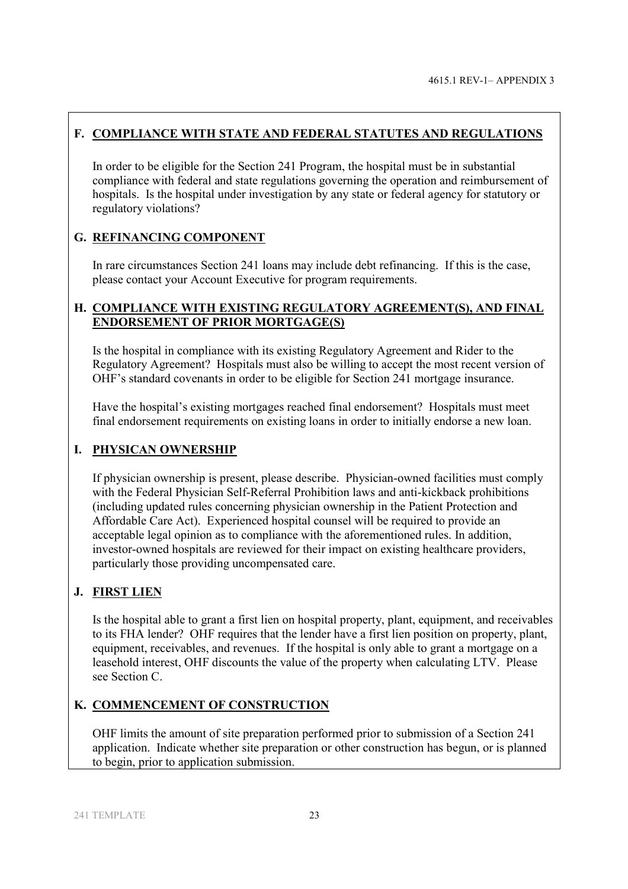## F. COMPLIANCE WITH STATE AND FEDERAL STATUTES AND REGULATIONS

In order to be eligible for the Section 241 Program, the hospital must be in substantial compliance with federal and state regulations governing the operation and reimbursement of hospitals. Is the hospital under investigation by any state or federal agency for statutory or regulatory violations?

## G. REFINANCING COMPONENT

In rare circumstances Section 241 loans may include debt refinancing. If this is the case, please contact your Account Executive for program requirements.

## H. COMPLIANCE WITH EXISTING REGULATORY AGREEMENT(S), AND FINAL ENDORSEMENT OF PRIOR MORTGAGE(S)

Is the hospital in compliance with its existing Regulatory Agreement and Rider to the Regulatory Agreement? Hospitals must also be willing to accept the most recent version of OHF's standard covenants in order to be eligible for Section 241 mortgage insurance.

Have the hospital's existing mortgages reached final endorsement? Hospitals must meet final endorsement requirements on existing loans in order to initially endorse a new loan.

## I. PHYSICAN OWNERSHIP

If physician ownership is present, please describe. Physician-owned facilities must comply with the Federal Physician Self-Referral Prohibition laws and anti-kickback prohibitions (including updated rules concerning physician ownership in the Patient Protection and Affordable Care Act). Experienced hospital counsel will be required to provide an acceptable legal opinion as to compliance with the aforementioned rules. In addition, investor-owned hospitals are reviewed for their impact on existing healthcare providers, particularly those providing uncompensated care.

## J. FIRST LIEN

Is the hospital able to grant a first lien on hospital property, plant, equipment, and receivables to its FHA lender? OHF requires that the lender have a first lien position on property, plant, equipment, receivables, and revenues. If the hospital is only able to grant a mortgage on a leasehold interest, OHF discounts the value of the property when calculating LTV. Please see Section C.

## K. COMMENCEMENT OF CONSTRUCTION

OHF limits the amount of site preparation performed prior to submission of a Section 241 application. Indicate whether site preparation or other construction has begun, or is planned to begin, prior to application submission.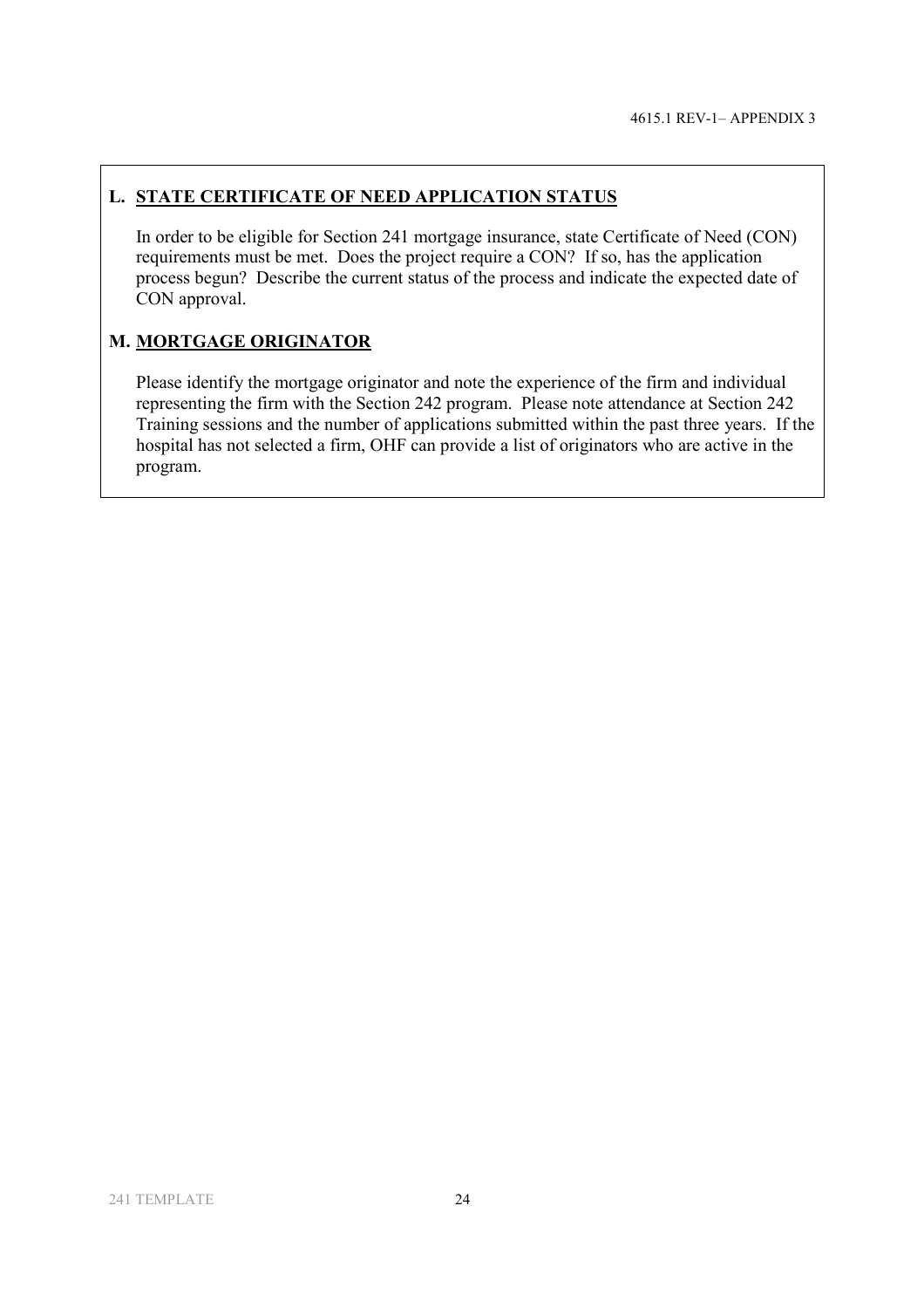## L. STATE CERTIFICATE OF NEED APPLICATION STATUS

In order to be eligible for Section 241 mortgage insurance, state Certificate of Need (CON) requirements must be met. Does the project require a CON? If so, has the application process begun? Describe the current status of the process and indicate the expected date of CON approval.

## M. MORTGAGE ORIGINATOR

Please identify the mortgage originator and note the experience of the firm and individual representing the firm with the Section 242 program. Please note attendance at Section 242 Training sessions and the number of applications submitted within the past three years. If the hospital has not selected a firm, OHF can provide a list of originators who are active in the program.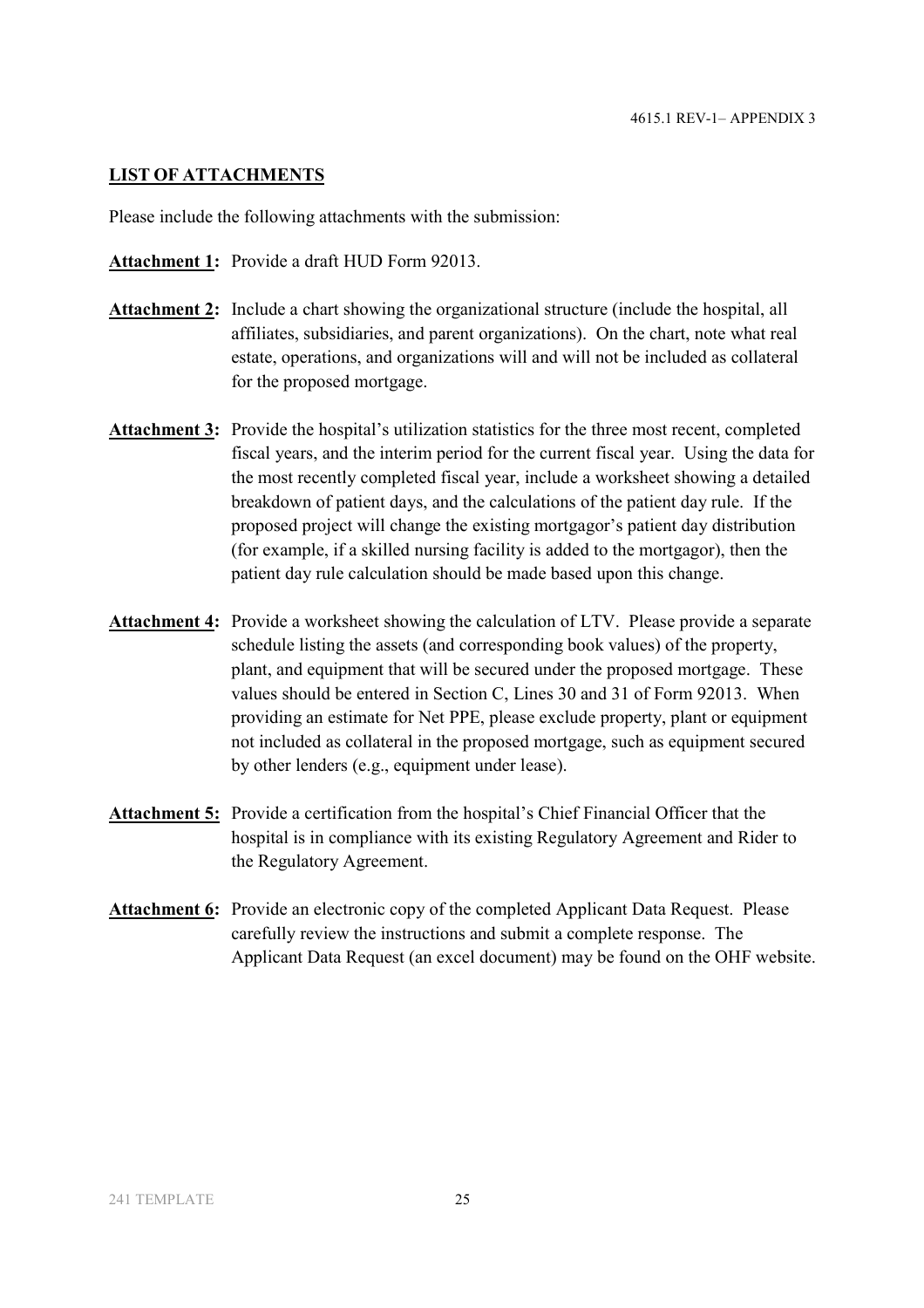## LIST OF ATTACHMENTS

Please include the following attachments with the submission:

**Attachment 1:** Provide a draft HUD Form 92013.

**Attachment 2:** Include a chart showing the organizational structure (include the hospital, all affiliates, subsidiaries, and parent organizations). On the chart, note what real estate, operations, and organizations will and will not be included as collateral for the proposed mortgage.

**Attachment 3:** Provide the hospital's utilization statistics for the three most recent, completed fiscal years, and the interim period for the current fiscal year. Using the data for the most recently completed fiscal year, include a worksheet showing a detailed breakdown of patient days, and the calculations of the patient day rule. If the proposed project will change the existing mortgagor's patient day distribution (for example, if a skilled nursing facility is added to the mortgagor), then the patient day rule calculation should be made based upon this change.

**Attachment 4:** Provide a worksheet showing the calculation of LTV. Please provide a separate schedule listing the assets (and corresponding book values) of the property, plant, and equipment that will be secured under the proposed mortgage. These values should be entered in Section C, Lines 30 and 31 of Form 92013. When providing an estimate for Net PPE, please exclude property, plant or equipment not included as collateral in the proposed mortgage, such as equipment secured by other lenders (e.g., equipment under lease).

**Attachment 5:** Provide a certification from the hospital's Chief Financial Officer that the hospital is in compliance with its existing Regulatory Agreement and Rider to the Regulatory Agreement.

**Attachment 6:** Provide an electronic copy of the completed Applicant Data Request. Please carefully review the instructions and submit a complete response. The Applicant Data Request (an excel document) may be found on the OHF website.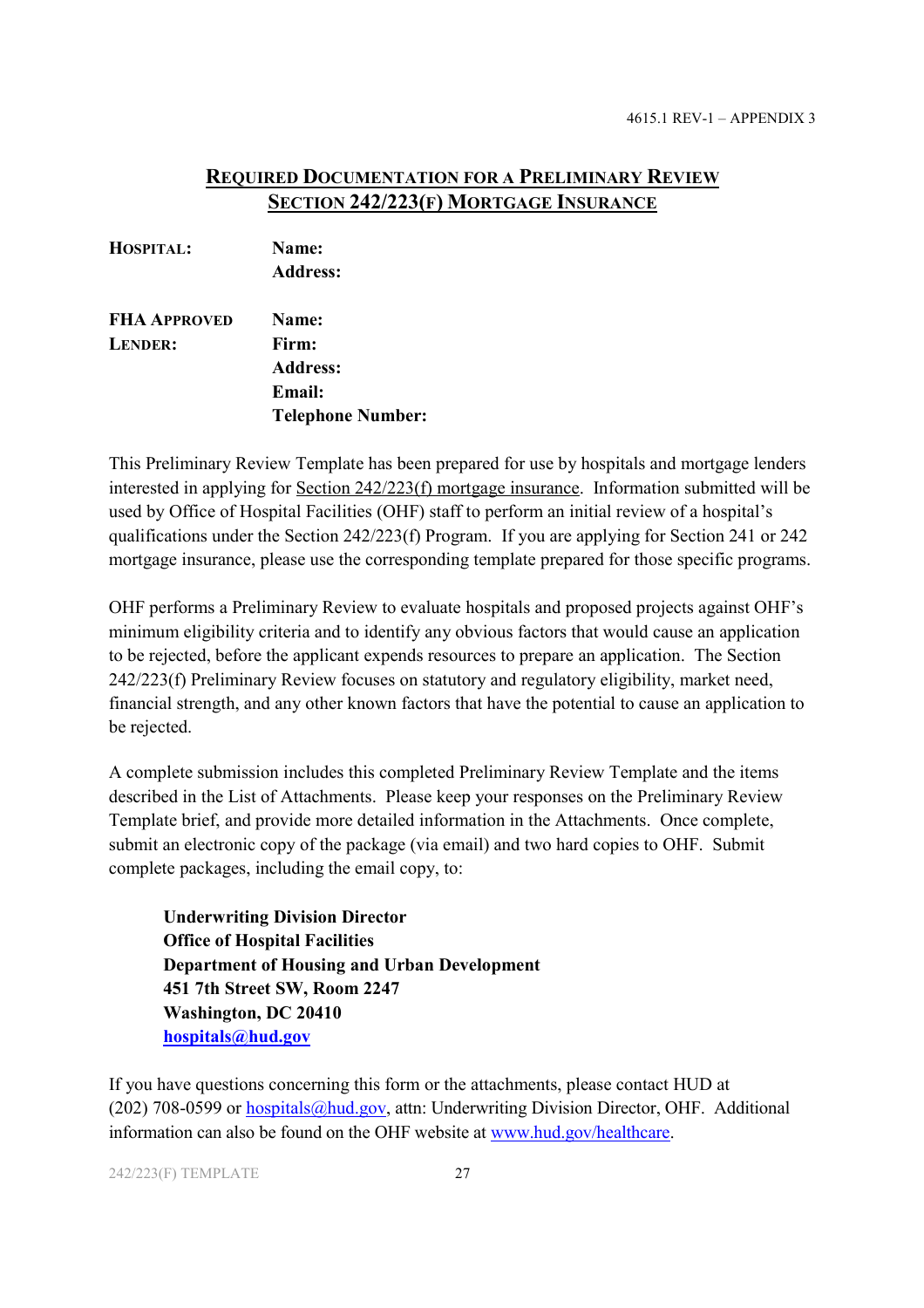## Required Documentation for a Preliminary Review Section 242/223(f) Mortgage Insurance

| | |
|---|---|
| **Hospital:** | **Name:** |
| | **Address:** |
| **FHA Approved Lender:** | **Name:** |
| | **Firm:** |
| | **Address:** |
| | **Email:** |
| | **Telephone Number:** |

This Preliminary Review Template has been prepared for use by hospitals and mortgage lenders interested in applying for Section 242/223(f) mortgage insurance. Information submitted will be used by Office of Hospital Facilities (OHF) staff to perform an initial review of a hospital's qualifications under the Section 242/223(f) Program. If you are applying for Section 241 or 242 mortgage insurance, please use the corresponding template prepared for those specific programs.

OHF performs a Preliminary Review to evaluate hospitals and proposed projects against OHF's minimum eligibility criteria and to identify any obvious factors that would cause an application to be rejected, before the applicant expends resources to prepare an application. The Section 242/223(f) Preliminary Review focuses on statutory and regulatory eligibility, market need, financial strength, and any other known factors that have the potential to cause an application to be rejected.

A complete submission includes this completed Preliminary Review Template and the items described in the List of Attachments. Please keep your responses on the Preliminary Review Template brief, and provide more detailed information in the Attachments. Once complete, submit an electronic copy of the package (via email) and two hard copies to OHF. Submit complete packages, including the email copy, to:

**Underwriting Division Director**
**Office of Hospital Facilities**
**Department of Housing and Urban Development**
**451 7th Street SW, Room 2247**
**Washington, DC 20410**
**hospitals@hud.gov**

If you have questions concerning this form or the attachments, please contact HUD at (202) 708-0599 or hospitals@hud.gov, attn: Underwriting Division Director, OHF. Additional information can also be found on the OHF website at www.hud.gov/healthcare.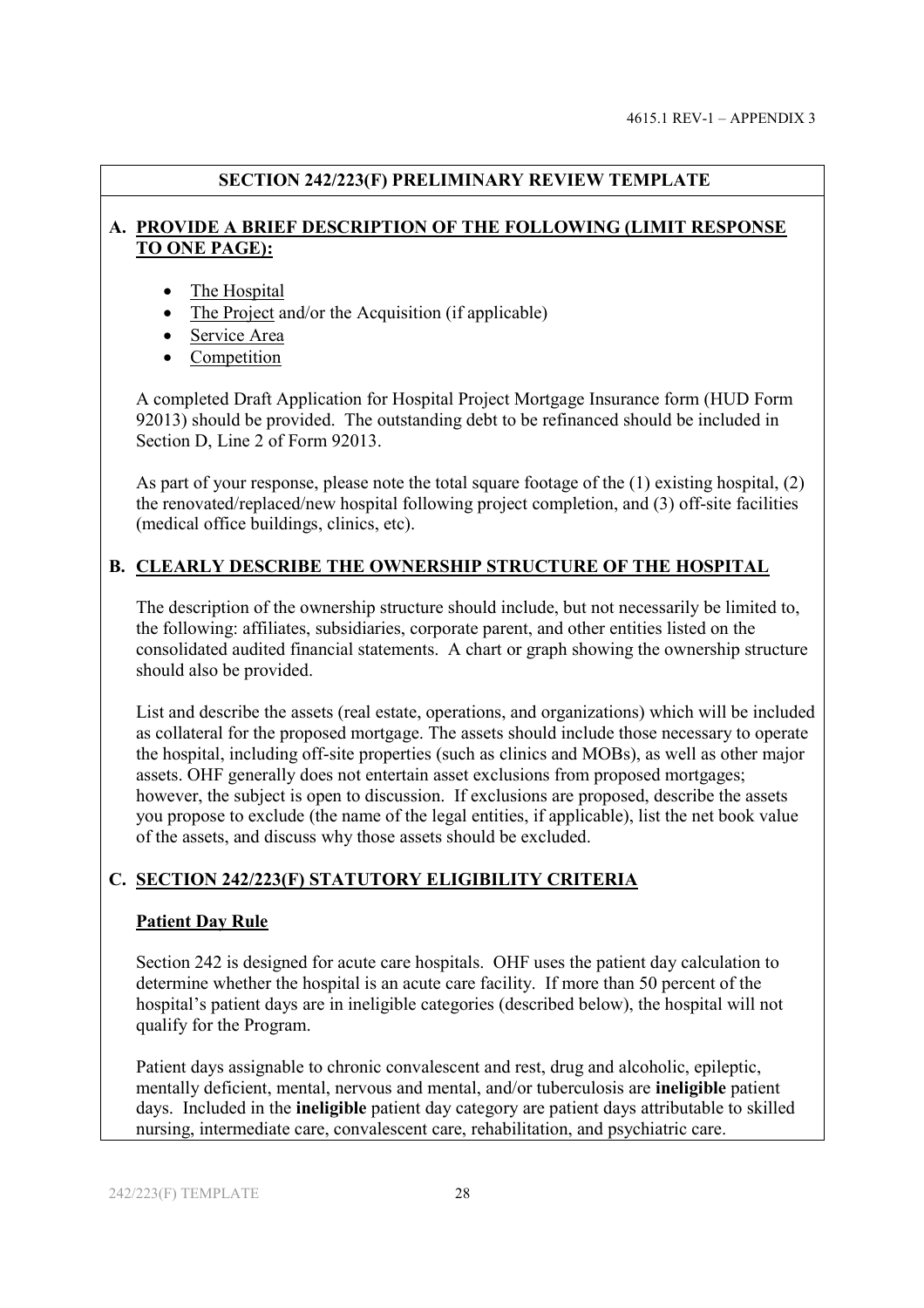## SECTION 242/223(F) PRELIMINARY REVIEW TEMPLATE

### A. PROVIDE A BRIEF DESCRIPTION OF THE FOLLOWING (LIMIT RESPONSE TO ONE PAGE):

- The Hospital
- The Project and/or the Acquisition (if applicable)
- Service Area
- Competition

A completed Draft Application for Hospital Project Mortgage Insurance form (HUD Form 92013) should be provided. The outstanding debt to be refinanced should be included in Section D, Line 2 of Form 92013.

As part of your response, please note the total square footage of the (1) existing hospital, (2) the renovated/replaced/new hospital following project completion, and (3) off-site facilities (medical office buildings, clinics, etc).

### B. CLEARLY DESCRIBE THE OWNERSHIP STRUCTURE OF THE HOSPITAL

The description of the ownership structure should include, but not necessarily be limited to, the following: affiliates, subsidiaries, corporate parent, and other entities listed on the consolidated audited financial statements. A chart or graph showing the ownership structure should also be provided.

List and describe the assets (real estate, operations, and organizations) which will be included as collateral for the proposed mortgage. The assets should include those necessary to operate the hospital, including off-site properties (such as clinics and MOBs), as well as other major assets. OHF generally does not entertain asset exclusions from proposed mortgages; however, the subject is open to discussion. If exclusions are proposed, describe the assets you propose to exclude (the name of the legal entities, if applicable), list the net book value of the assets, and discuss why those assets should be excluded.

### C. SECTION 242/223(F) STATUTORY ELIGIBILITY CRITERIA

#### Patient Day Rule

Section 242 is designed for acute care hospitals. OHF uses the patient day calculation to determine whether the hospital is an acute care facility. If more than 50 percent of the hospital's patient days are in ineligible categories (described below), the hospital will not qualify for the Program.

Patient days assignable to chronic convalescent and rest, drug and alcoholic, epileptic, mentally deficient, mental, nervous and mental, and/or tuberculosis are **ineligible** patient days. Included in the **ineligible** patient day category are patient days attributable to skilled nursing, intermediate care, convalescent care, rehabilitation, and psychiatric care.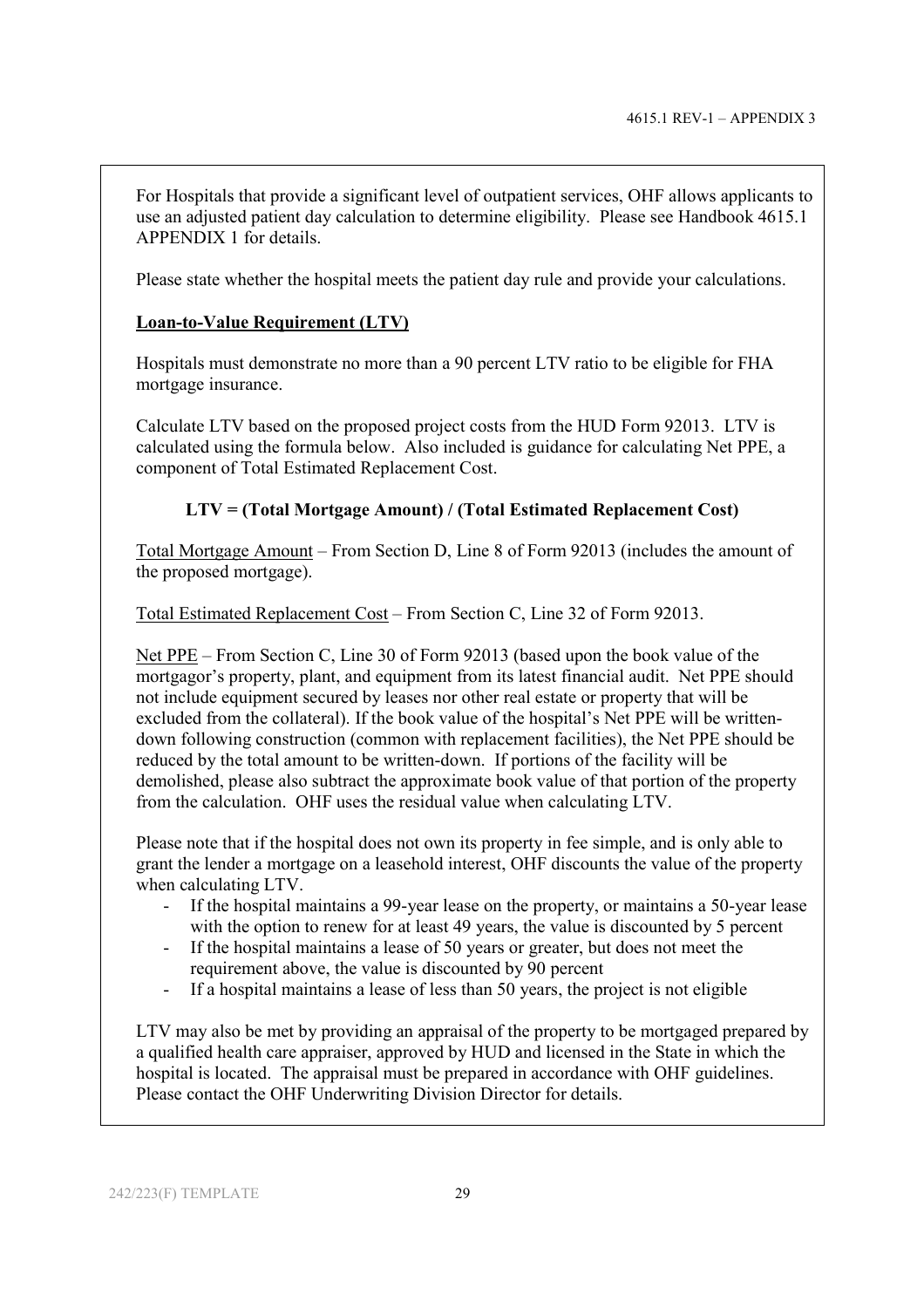For Hospitals that provide a significant level of outpatient services, OHF allows applicants to use an adjusted patient day calculation to determine eligibility. Please see Handbook 4615.1 APPENDIX 1 for details.

Please state whether the hospital meets the patient day rule and provide your calculations.

**Loan-to-Value Requirement (LTV)**

Hospitals must demonstrate no more than a 90 percent LTV ratio to be eligible for FHA mortgage insurance.

Calculate LTV based on the proposed project costs from the HUD Form 92013. LTV is calculated using the formula below. Also included is guidance for calculating Net PPE, a component of Total Estimated Replacement Cost.

**LTV = (Total Mortgage Amount) / (Total Estimated Replacement Cost)**

Total Mortgage Amount – From Section D, Line 8 of Form 92013 (includes the amount of the proposed mortgage).

Total Estimated Replacement Cost – From Section C, Line 32 of Form 92013.

Net PPE – From Section C, Line 30 of Form 92013 (based upon the book value of the mortgagor's property, plant, and equipment from its latest financial audit. Net PPE should not include equipment secured by leases nor other real estate or property that will be excluded from the collateral). If the book value of the hospital's Net PPE will be written-down following construction (common with replacement facilities), the Net PPE should be reduced by the total amount to be written-down. If portions of the facility will be demolished, please also subtract the approximate book value of that portion of the property from the calculation. OHF uses the residual value when calculating LTV.

Please note that if the hospital does not own its property in fee simple, and is only able to grant the lender a mortgage on a leasehold interest, OHF discounts the value of the property when calculating LTV.

- If the hospital maintains a 99-year lease on the property, or maintains a 50-year lease with the option to renew for at least 49 years, the value is discounted by 5 percent
- If the hospital maintains a lease of 50 years or greater, but does not meet the requirement above, the value is discounted by 90 percent
- If a hospital maintains a lease of less than 50 years, the project is not eligible

LTV may also be met by providing an appraisal of the property to be mortgaged prepared by a qualified health care appraiser, approved by HUD and licensed in the State in which the hospital is located. The appraisal must be prepared in accordance with OHF guidelines. Please contact the OHF Underwriting Division Director for details.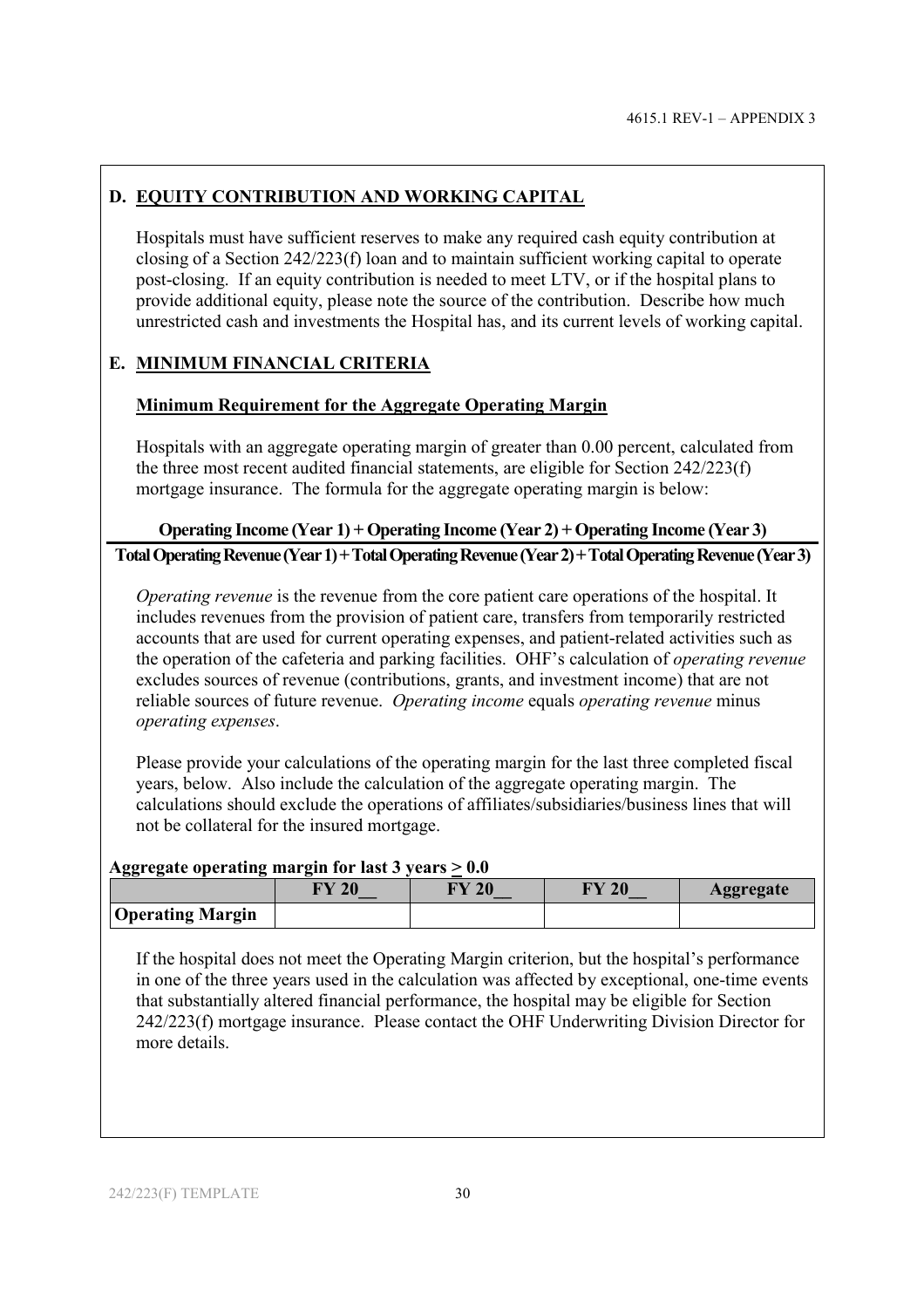## D. EQUITY CONTRIBUTION AND WORKING CAPITAL

Hospitals must have sufficient reserves to make any required cash equity contribution at closing of a Section 242/223(f) loan and to maintain sufficient working capital to operate post-closing. If an equity contribution is needed to meet LTV, or if the hospital plans to provide additional equity, please note the source of the contribution. Describe how much unrestricted cash and investments the Hospital has, and its current levels of working capital.

## E. MINIMUM FINANCIAL CRITERIA

### Minimum Requirement for the Aggregate Operating Margin

Hospitals with an aggregate operating margin of greater than 0.00 percent, calculated from the three most recent audited financial statements, are eligible for Section 242/223(f) mortgage insurance. The formula for the aggregate operating margin is below:

$$\frac{\textbf{Operating Income (Year 1) + Operating Income (Year 2) + Operating Income (Year 3)}}{\textbf{Total Operating Revenue (Year 1) + Total Operating Revenue (Year 2) + Total Operating Revenue (Year 3)}}$$

*Operating revenue* is the revenue from the core patient care operations of the hospital. It includes revenues from the provision of patient care, transfers from temporarily restricted accounts that are used for current operating expenses, and patient-related activities such as the operation of the cafeteria and parking facilities. OHF's calculation of *operating revenue* excludes sources of revenue (contributions, grants, and investment income) that are not reliable sources of future revenue. *Operating income* equals *operating revenue* minus *operating expenses*.

Please provide your calculations of the operating margin for the last three completed fiscal years, below. Also include the calculation of the aggregate operating margin. The calculations should exclude the operations of affiliates/subsidiaries/business lines that will not be collateral for the insured mortgage.

**Aggregate operating margin for last 3 years ≥ 0.0**

| | FY 20__ | FY 20__ | FY 20__ | Aggregate |
|---|---|---|---|---|
| **Operating Margin** | | | | |

If the hospital does not meet the Operating Margin criterion, but the hospital's performance in one of the three years used in the calculation was affected by exceptional, one-time events that substantially altered financial performance, the hospital may be eligible for Section 242/223(f) mortgage insurance. Please contact the OHF Underwriting Division Director for more details.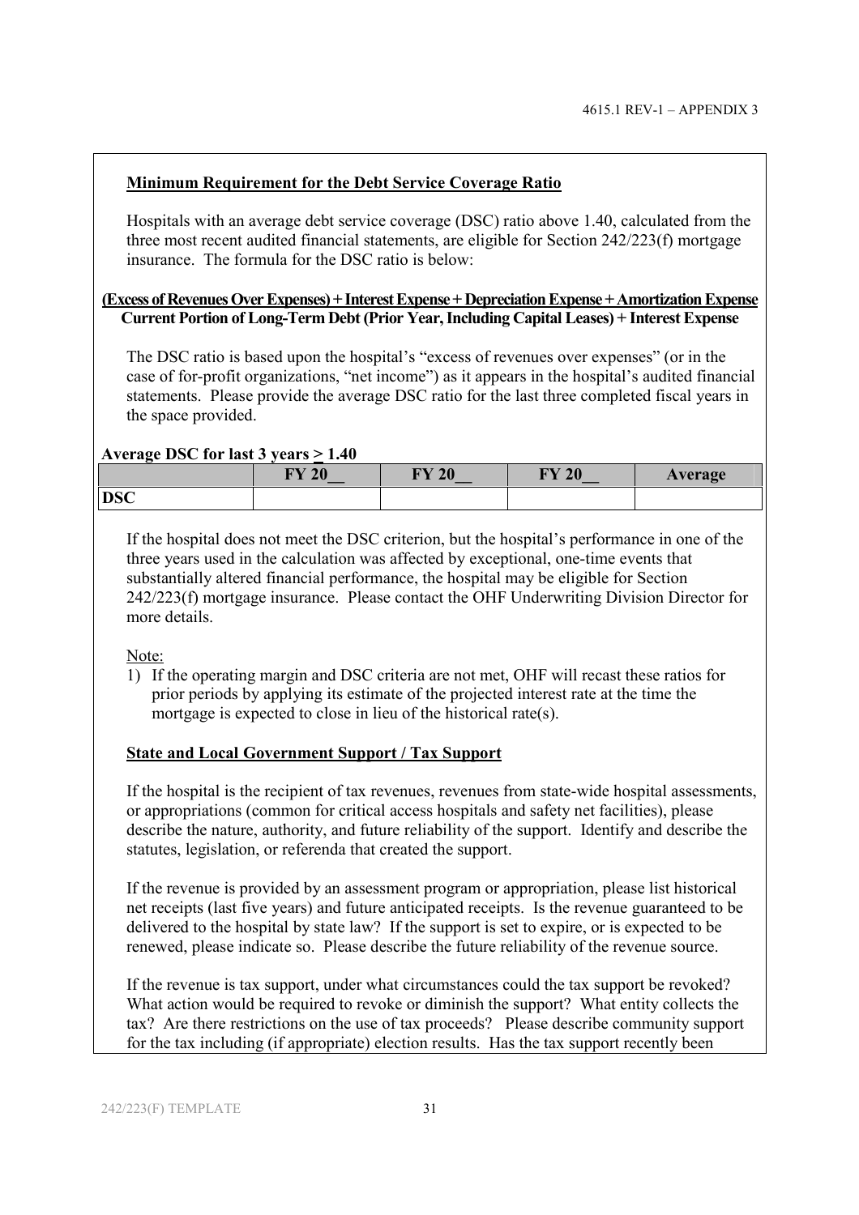**Minimum Requirement for the Debt Service Coverage Ratio**

Hospitals with an average debt service coverage (DSC) ratio above 1.40, calculated from the three most recent audited financial statements, are eligible for Section 242/223(f) mortgage insurance. The formula for the DSC ratio is below:

$$\frac{\text{(Excess of Revenues Over Expenses)} + \text{Interest Expense} + \text{Depreciation Expense} + \text{Amortization Expense}}{\text{Current Portion of Long-Term Debt (Prior Year, Including Capital Leases)} + \text{Interest Expense}}$$

The DSC ratio is based upon the hospital's "excess of revenues over expenses" (or in the case of for-profit organizations, "net income") as it appears in the hospital's audited financial statements. Please provide the average DSC ratio for the last three completed fiscal years in the space provided.

**Average DSC for last 3 years $\geq$ 1.40**

| | FY 20__ | FY 20__ | FY 20__ | Average |
|---|---|---|---|---|
| **DSC** | | | | |

If the hospital does not meet the DSC criterion, but the hospital's performance in one of the three years used in the calculation was affected by exceptional, one-time events that substantially altered financial performance, the hospital may be eligible for Section 242/223(f) mortgage insurance. Please contact the OHF Underwriting Division Director for more details.

Note:

1) If the operating margin and DSC criteria are not met, OHF will recast these ratios for prior periods by applying its estimate of the projected interest rate at the time the mortgage is expected to close in lieu of the historical rate(s).

**State and Local Government Support / Tax Support**

If the hospital is the recipient of tax revenues, revenues from state-wide hospital assessments, or appropriations (common for critical access hospitals and safety net facilities), please describe the nature, authority, and future reliability of the support. Identify and describe the statutes, legislation, or referenda that created the support.

If the revenue is provided by an assessment program or appropriation, please list historical net receipts (last five years) and future anticipated receipts. Is the revenue guaranteed to be delivered to the hospital by state law? If the support is set to expire, or is expected to be renewed, please indicate so. Please describe the future reliability of the revenue source.

If the revenue is tax support, under what circumstances could the tax support be revoked? What action would be required to revoke or diminish the support? What entity collects the tax? Are there restrictions on the use of tax proceeds? Please describe community support for the tax including (if appropriate) election results. Has the tax support recently been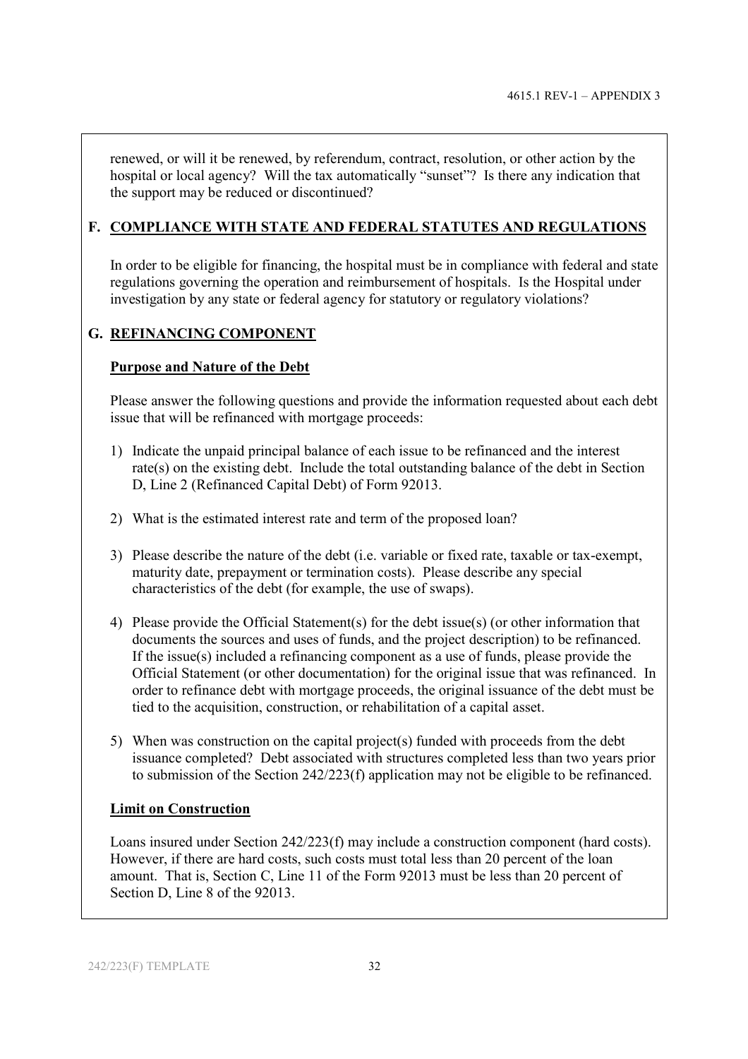renewed, or will it be renewed, by referendum, contract, resolution, or other action by the hospital or local agency? Will the tax automatically "sunset"? Is there any indication that the support may be reduced or discontinued?

## F. COMPLIANCE WITH STATE AND FEDERAL STATUTES AND REGULATIONS

In order to be eligible for financing, the hospital must be in compliance with federal and state regulations governing the operation and reimbursement of hospitals. Is the Hospital under investigation by any state or federal agency for statutory or regulatory violations?

## G. REFINANCING COMPONENT

### Purpose and Nature of the Debt

Please answer the following questions and provide the information requested about each debt issue that will be refinanced with mortgage proceeds:

1) Indicate the unpaid principal balance of each issue to be refinanced and the interest rate(s) on the existing debt. Include the total outstanding balance of the debt in Section D, Line 2 (Refinanced Capital Debt) of Form 92013.

2) What is the estimated interest rate and term of the proposed loan?

3) Please describe the nature of the debt (i.e. variable or fixed rate, taxable or tax-exempt, maturity date, prepayment or termination costs). Please describe any special characteristics of the debt (for example, the use of swaps).

4) Please provide the Official Statement(s) for the debt issue(s) (or other information that documents the sources and uses of funds, and the project description) to be refinanced. If the issue(s) included a refinancing component as a use of funds, please provide the Official Statement (or other documentation) for the original issue that was refinanced. In order to refinance debt with mortgage proceeds, the original issuance of the debt must be tied to the acquisition, construction, or rehabilitation of a capital asset.

5) When was construction on the capital project(s) funded with proceeds from the debt issuance completed? Debt associated with structures completed less than two years prior to submission of the Section 242/223(f) application may not be eligible to be refinanced.

### Limit on Construction

Loans insured under Section 242/223(f) may include a construction component (hard costs). However, if there are hard costs, such costs must total less than 20 percent of the loan amount. That is, Section C, Line 11 of the Form 92013 must be less than 20 percent of Section D, Line 8 of the 92013.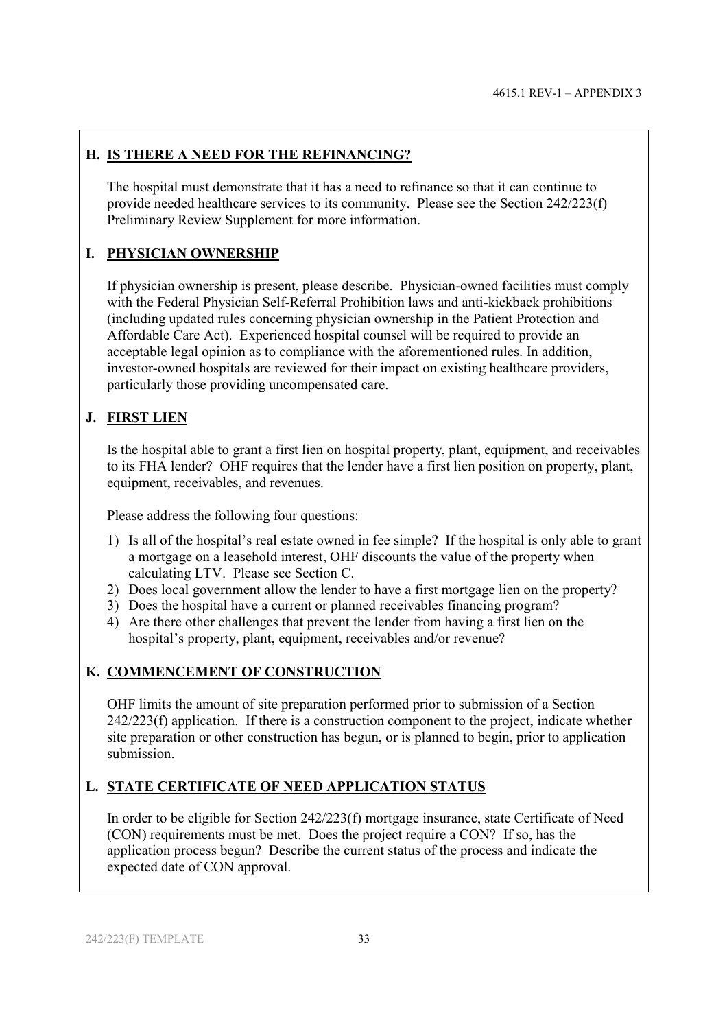## H. IS THERE A NEED FOR THE REFINANCING?

The hospital must demonstrate that it has a need to refinance so that it can continue to provide needed healthcare services to its community. Please see the Section 242/223(f) Preliminary Review Supplement for more information.

## I. PHYSICIAN OWNERSHIP

If physician ownership is present, please describe. Physician-owned facilities must comply with the Federal Physician Self-Referral Prohibition laws and anti-kickback prohibitions (including updated rules concerning physician ownership in the Patient Protection and Affordable Care Act). Experienced hospital counsel will be required to provide an acceptable legal opinion as to compliance with the aforementioned rules. In addition, investor-owned hospitals are reviewed for their impact on existing healthcare providers, particularly those providing uncompensated care.

## J. FIRST LIEN

Is the hospital able to grant a first lien on hospital property, plant, equipment, and receivables to its FHA lender? OHF requires that the lender have a first lien position on property, plant, equipment, receivables, and revenues.

Please address the following four questions:

1) Is all of the hospital's real estate owned in fee simple? If the hospital is only able to grant a mortgage on a leasehold interest, OHF discounts the value of the property when calculating LTV. Please see Section C.
2) Does local government allow the lender to have a first mortgage lien on the property?
3) Does the hospital have a current or planned receivables financing program?
4) Are there other challenges that prevent the lender from having a first lien on the hospital's property, plant, equipment, receivables and/or revenue?

## K. COMMENCEMENT OF CONSTRUCTION

OHF limits the amount of site preparation performed prior to submission of a Section 242/223(f) application. If there is a construction component to the project, indicate whether site preparation or other construction has begun, or is planned to begin, prior to application submission.

## L. STATE CERTIFICATE OF NEED APPLICATION STATUS

In order to be eligible for Section 242/223(f) mortgage insurance, state Certificate of Need (CON) requirements must be met. Does the project require a CON? If so, has the application process begun? Describe the current status of the process and indicate the expected date of CON approval.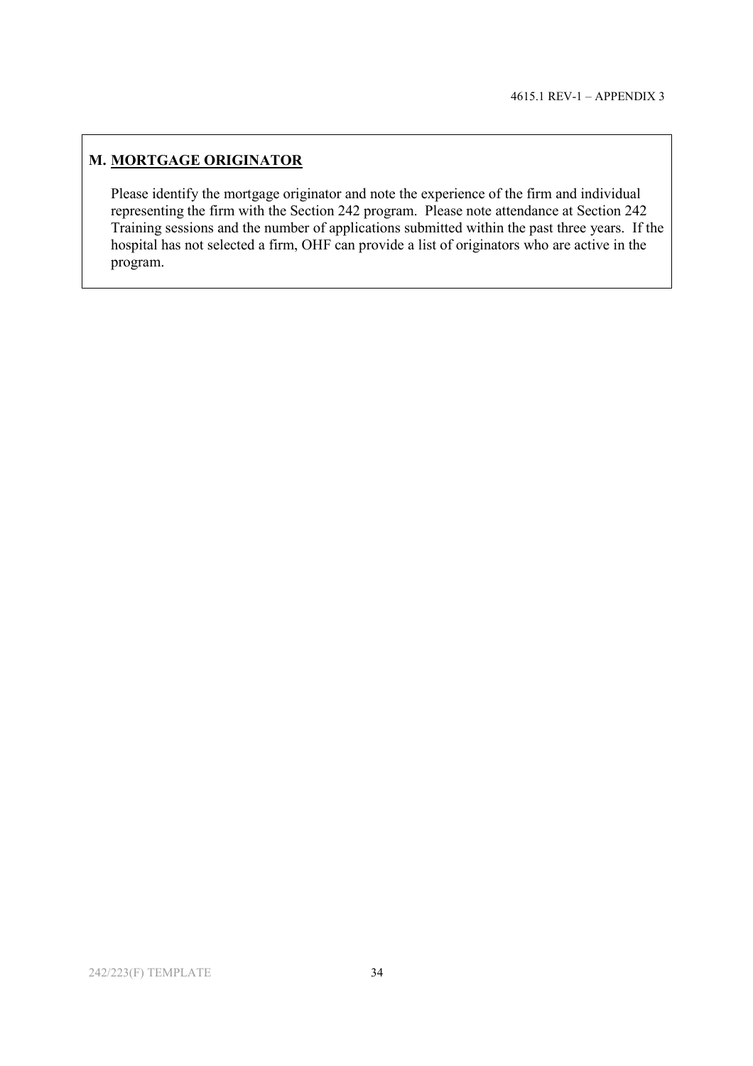## M. MORTGAGE ORIGINATOR

Please identify the mortgage originator and note the experience of the firm and individual representing the firm with the Section 242 program. Please note attendance at Section 242 Training sessions and the number of applications submitted within the past three years. If the hospital has not selected a firm, OHF can provide a list of originators who are active in the program.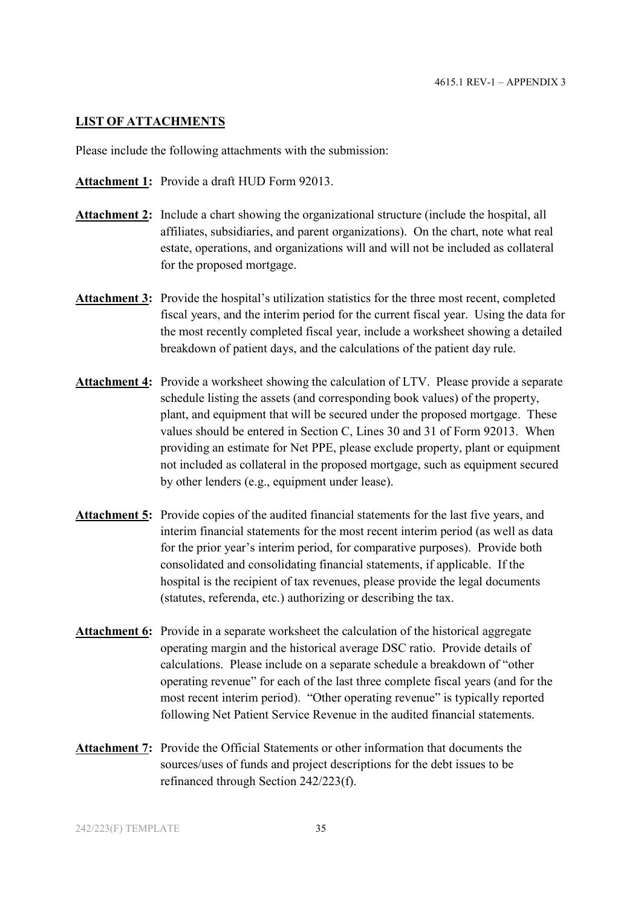## LIST OF ATTACHMENTS

Please include the following attachments with the submission:

**Attachment 1:** Provide a draft HUD Form 92013.

**Attachment 2:** Include a chart showing the organizational structure (include the hospital, all affiliates, subsidiaries, and parent organizations). On the chart, note what real estate, operations, and organizations will and will not be included as collateral for the proposed mortgage.

**Attachment 3:** Provide the hospital's utilization statistics for the three most recent, completed fiscal years, and the interim period for the current fiscal year. Using the data for the most recently completed fiscal year, include a worksheet showing a detailed breakdown of patient days, and the calculations of the patient day rule.

**Attachment 4:** Provide a worksheet showing the calculation of LTV. Please provide a separate schedule listing the assets (and corresponding book values) of the property, plant, and equipment that will be secured under the proposed mortgage. These values should be entered in Section C, Lines 30 and 31 of Form 92013. When providing an estimate for Net PPE, please exclude property, plant or equipment not included as collateral in the proposed mortgage, such as equipment secured by other lenders (e.g., equipment under lease).

**Attachment 5:** Provide copies of the audited financial statements for the last five years, and interim financial statements for the most recent interim period (as well as data for the prior year's interim period, for comparative purposes). Provide both consolidated and consolidating financial statements, if applicable. If the hospital is the recipient of tax revenues, please provide the legal documents (statutes, referenda, etc.) authorizing or describing the tax.

**Attachment 6:** Provide in a separate worksheet the calculation of the historical aggregate operating margin and the historical average DSC ratio. Provide details of calculations. Please include on a separate schedule a breakdown of "other operating revenue" for each of the last three complete fiscal years (and for the most recent interim period). "Other operating revenue" is typically reported following Net Patient Service Revenue in the audited financial statements.

**Attachment 7:** Provide the Official Statements or other information that documents the sources/uses of funds and project descriptions for the debt issues to be refinanced through Section 242/223(f).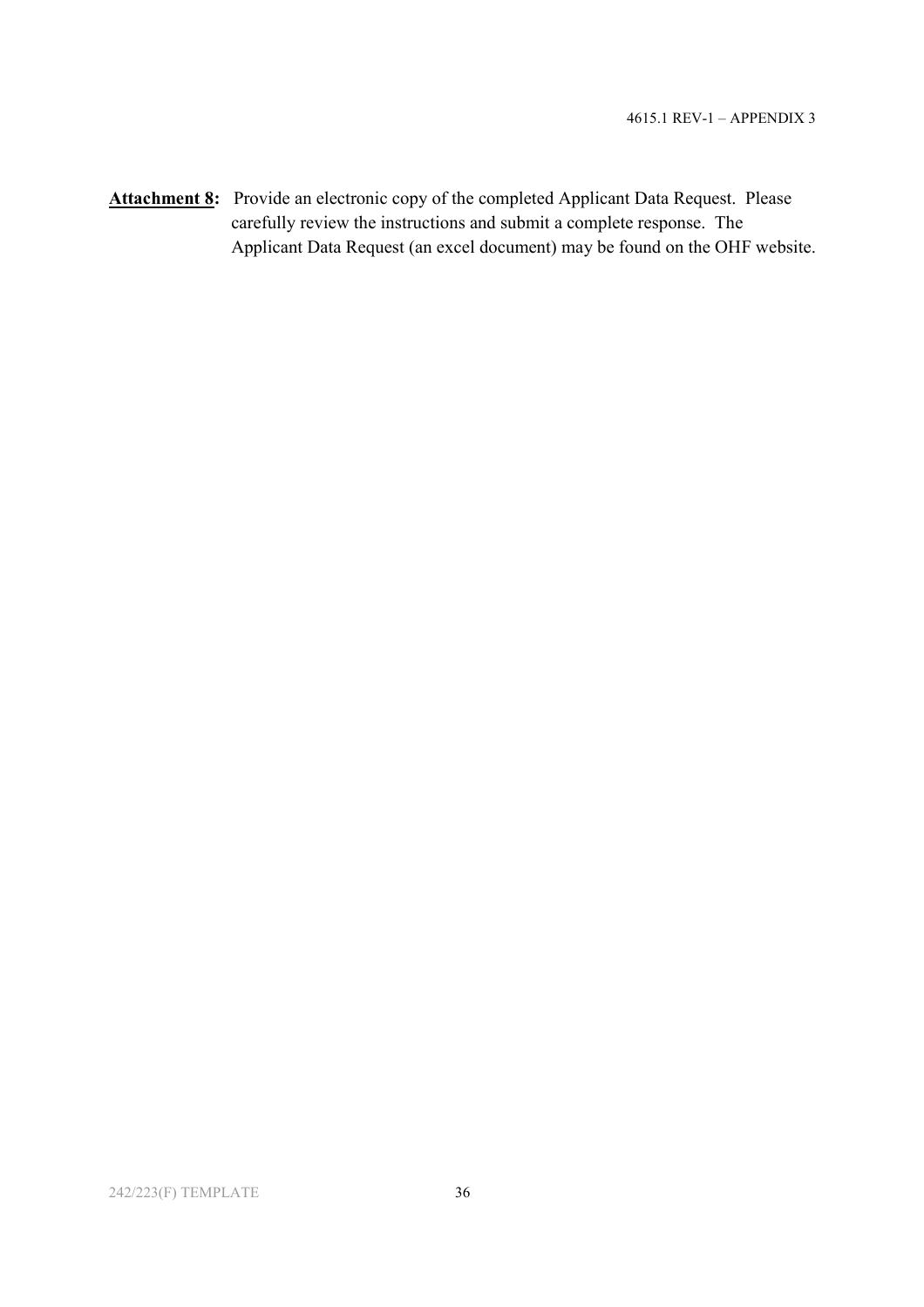**<u>Attachment 8</u>:** Provide an electronic copy of the completed Applicant Data Request. Please carefully review the instructions and submit a complete response. The Applicant Data Request (an excel document) may be found on the OHF website.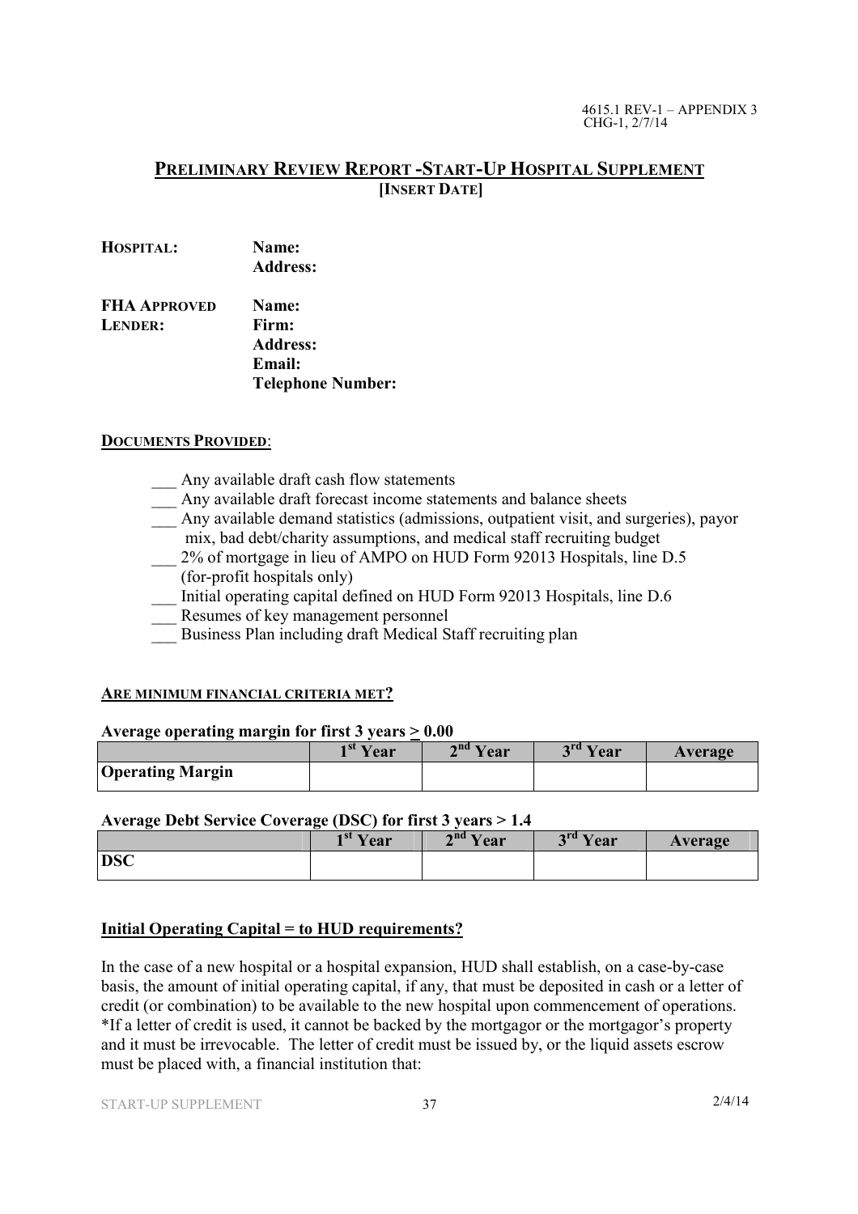4615.1 REV-1 – APPENDIX 3
CHG-1, 2/7/14

## PRELIMINARY REVIEW REPORT -START-UP HOSPITAL SUPPLEMENT
**[INSERT DATE]**

**HOSPITAL:** **Name:**
**Address:**

**FHA APPROVED LENDER:** **Name:**
**Firm:**
**Address:**
**Email:**
**Telephone Number:**

**DOCUMENTS PROVIDED**:

___ Any available draft cash flow statements
___ Any available draft forecast income statements and balance sheets
___ Any available demand statistics (admissions, outpatient visit, and surgeries), payor mix, bad debt/charity assumptions, and medical staff recruiting budget
___ 2% of mortgage in lieu of AMPO on HUD Form 92013 Hospitals, line D.5 (for-profit hospitals only)
___ Initial operating capital defined on HUD Form 92013 Hospitals, line D.6
___ Resumes of key management personnel
___ Business Plan including draft Medical Staff recruiting plan

**ARE MINIMUM FINANCIAL CRITERIA MET?**

**Average operating margin for first 3 years ≥ 0.00**

| | 1st Year | 2nd Year | 3rd Year | Average |
|---|---|---|---|---|
| **Operating Margin** | | | | |

**Average Debt Service Coverage (DSC) for first 3 years > 1.4**

| | 1st Year | 2nd Year | 3rd Year | Average |
|---|---|---|---|---|
| **DSC** | | | | |

**Initial Operating Capital = to HUD requirements?**

In the case of a new hospital or a hospital expansion, HUD shall establish, on a case-by-case basis, the amount of initial operating capital, if any, that must be deposited in cash or a letter of credit (or combination) to be available to the new hospital upon commencement of operations. *If a letter of credit is used, it cannot be backed by the mortgagor or the mortgagor's property and it must be irrevocable. The letter of credit must be issued by, or the liquid assets escrow must be placed with, a financial institution that:

START-UP SUPPLEMENT 2/4/14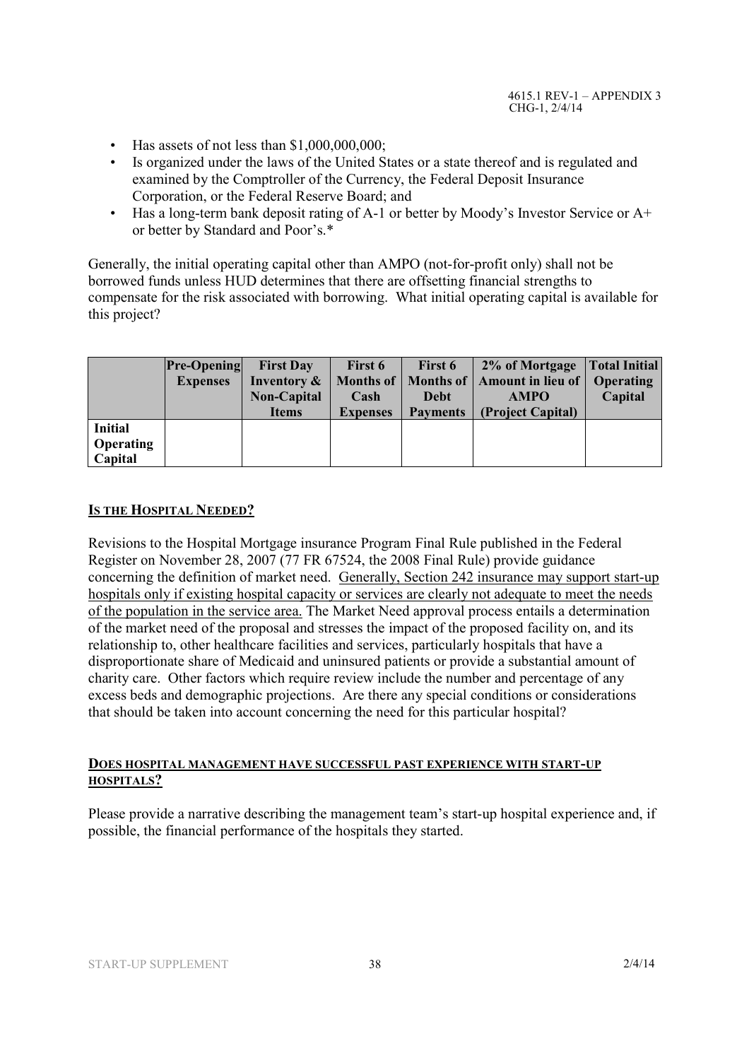- Has assets of not less than $1,000,000,000;
- Is organized under the laws of the United States or a state thereof and is regulated and examined by the Comptroller of the Currency, the Federal Deposit Insurance Corporation, or the Federal Reserve Board; and
- Has a long-term bank deposit rating of A-1 or better by Moody's Investor Service or A+ or better by Standard and Poor's.*

Generally, the initial operating capital other than AMPO (not-for-profit only) shall not be borrowed funds unless HUD determines that there are offsetting financial strengths to compensate for the risk associated with borrowing. What initial operating capital is available for this project?

| | Pre-Opening Expenses | First Day Inventory & Non-Capital Items | First 6 Months of Cash Expenses | First 6 Months of Debt Payments | 2% of Mortgage Amount in lieu of AMPO (Project Capital) | Total Initial Operating Capital |
|---|---|---|---|---|---|---|
| **Initial Operating Capital** | | | | | | |

## <u>IS THE HOSPITAL NEEDED?</u>

Revisions to the Hospital Mortgage insurance Program Final Rule published in the Federal Register on November 28, 2007 (77 FR 67524, the 2008 Final Rule) provide guidance concerning the definition of market need. <u>Generally, Section 242 insurance may support start-up hospitals only if existing hospital capacity or services are clearly not adequate to meet the needs of the population in the service area.</u> The Market Need approval process entails a determination of the market need of the proposal and stresses the impact of the proposed facility on, and its relationship to, other healthcare facilities and services, particularly hospitals that have a disproportionate share of Medicaid and uninsured patients or provide a substantial amount of charity care. Other factors which require review include the number and percentage of any excess beds and demographic projections. Are there any special conditions or considerations that should be taken into account concerning the need for this particular hospital?

## <u>DOES HOSPITAL MANAGEMENT HAVE SUCCESSFUL PAST EXPERIENCE WITH START-UP HOSPITALS?</u>

Please provide a narrative describing the management team's start-up hospital experience and, if possible, the financial performance of the hospitals they started.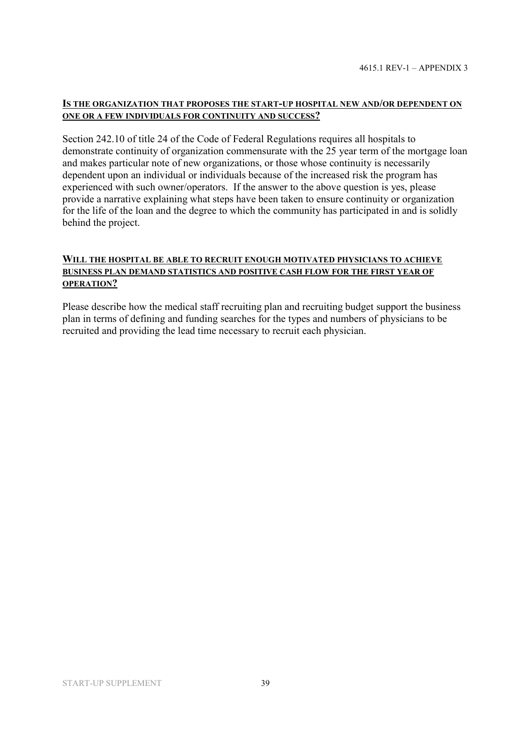## IS THE ORGANIZATION THAT PROPOSES THE START-UP HOSPITAL NEW AND/OR DEPENDENT ON ONE OR A FEW INDIVIDUALS FOR CONTINUITY AND SUCCESS?

Section 242.10 of title 24 of the Code of Federal Regulations requires all hospitals to demonstrate continuity of organization commensurate with the 25 year term of the mortgage loan and makes particular note of new organizations, or those whose continuity is necessarily dependent upon an individual or individuals because of the increased risk the program has experienced with such owner/operators. If the answer to the above question is yes, please provide a narrative explaining what steps have been taken to ensure continuity or organization for the life of the loan and the degree to which the community has participated in and is solidly behind the project.

## WILL THE HOSPITAL BE ABLE TO RECRUIT ENOUGH MOTIVATED PHYSICIANS TO ACHIEVE BUSINESS PLAN DEMAND STATISTICS AND POSITIVE CASH FLOW FOR THE FIRST YEAR OF OPERATION?

Please describe how the medical staff recruiting plan and recruiting budget support the business plan in terms of defining and funding searches for the types and numbers of physicians to be recruited and providing the lead time necessary to recruit each physician.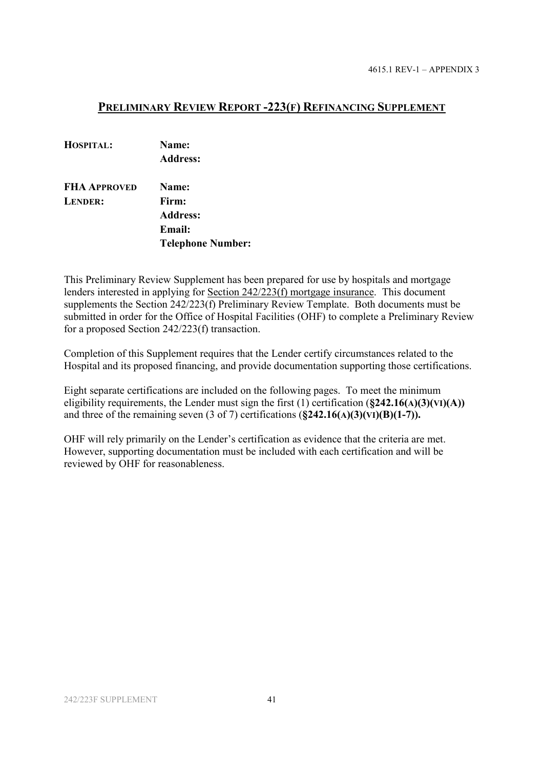## PRELIMINARY REVIEW REPORT -223(F) REFINANCING SUPPLEMENT

| | |
|---|---|
| **HOSPITAL:** | **Name:** |
| | **Address:** |
| **FHA APPROVED LENDER:** | **Name:** |
| | **Firm:** |
| | **Address:** |
| | **Email:** |
| | **Telephone Number:** |

This Preliminary Review Supplement has been prepared for use by hospitals and mortgage lenders interested in applying for Section 242/223(f) mortgage insurance. This document supplements the Section 242/223(f) Preliminary Review Template. Both documents must be submitted in order for the Office of Hospital Facilities (OHF) to complete a Preliminary Review for a proposed Section 242/223(f) transaction.

Completion of this Supplement requires that the Lender certify circumstances related to the Hospital and its proposed financing, and provide documentation supporting those certifications.

Eight separate certifications are included on the following pages. To meet the minimum eligibility requirements, the Lender must sign the first (1) certification (**§242.16(A)(3)(VI)(A))** and three of the remaining seven (3 of 7) certifications (**§242.16(A)(3)(VI)(B)(1-7)).**

OHF will rely primarily on the Lender's certification as evidence that the criteria are met. However, supporting documentation must be included with each certification and will be reviewed by OHF for reasonableness.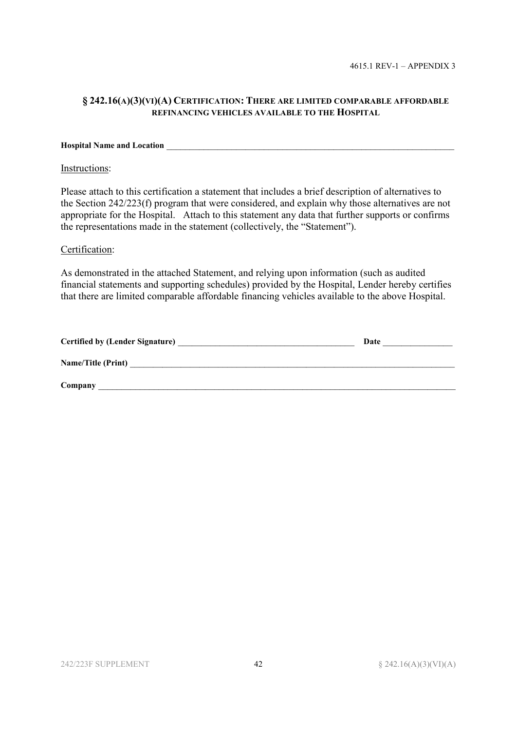## § 242.16(A)(3)(VI)(A) CERTIFICATION: THERE ARE LIMITED COMPARABLE AFFORDABLE REFINANCING VEHICLES AVAILABLE TO THE HOSPITAL

**Hospital Name and Location** \_\_\_\_\_\_\_\_\_\_\_\_\_\_\_\_\_\_\_\_\_\_\_\_\_\_\_\_\_\_\_\_\_\_\_\_\_\_\_\_\_\_\_\_\_\_\_\_\_\_\_\_\_\_\_\_\_\_\_\_\_\_

Instructions:

Please attach to this certification a statement that includes a brief description of alternatives to the Section 242/223(f) program that were considered, and explain why those alternatives are not appropriate for the Hospital. Attach to this statement any data that further supports or confirms the representations made in the statement (collectively, the "Statement").

Certification:

As demonstrated in the attached Statement, and relying upon information (such as audited financial statements and supporting schedules) provided by the Hospital, Lender hereby certifies that there are limited comparable affordable financing vehicles available to the above Hospital.

**Certified by (Lender Signature)** \_\_\_\_\_\_\_\_\_\_\_\_\_\_\_\_\_\_\_\_\_\_\_\_\_\_\_\_\_\_\_\_\_\_\_\_\_\_\_\_ **Date** \_\_\_\_\_\_\_\_\_\_\_\_\_\_\_\_

**Name/Title (Print)** \_\_\_\_\_\_\_\_\_\_\_\_\_\_\_\_\_\_\_\_\_\_\_\_\_\_\_\_\_\_\_\_\_\_\_\_\_\_\_\_\_\_\_\_\_\_\_\_\_\_\_\_\_\_\_\_\_\_\_\_\_\_\_\_\_\_\_\_\_\_

**Company** \_\_\_\_\_\_\_\_\_\_\_\_\_\_\_\_\_\_\_\_\_\_\_\_\_\_\_\_\_\_\_\_\_\_\_\_\_\_\_\_\_\_\_\_\_\_\_\_\_\_\_\_\_\_\_\_\_\_\_\_\_\_\_\_\_\_\_\_\_\_\_\_\_\_\_\_\_\_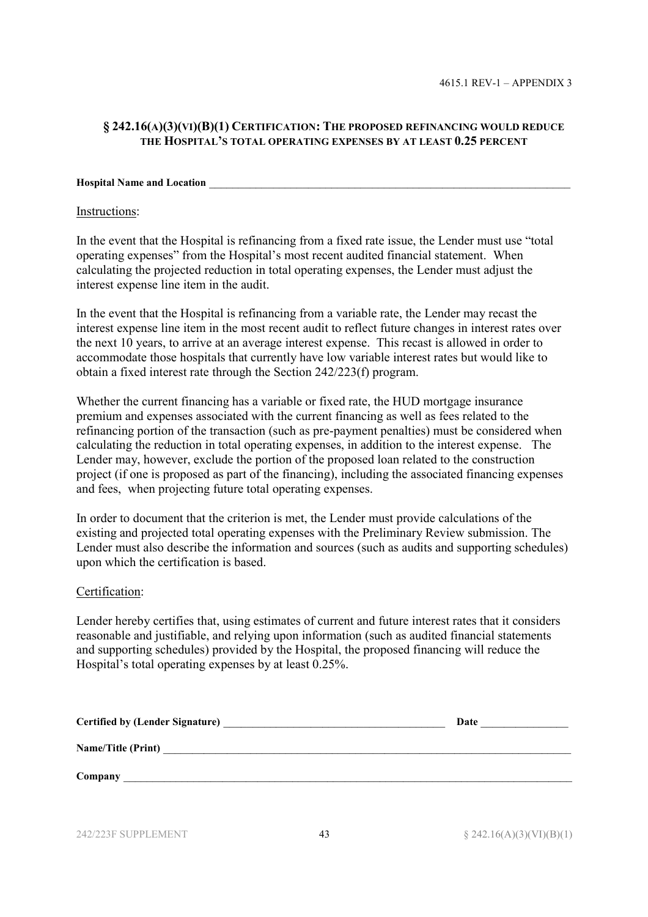## § 242.16(A)(3)(VI)(B)(1) CERTIFICATION: THE PROPOSED REFINANCING WOULD REDUCE THE HOSPITAL'S TOTAL OPERATING EXPENSES BY AT LEAST 0.25 PERCENT

**Hospital Name and Location** \_\_\_\_\_\_\_\_\_\_\_\_\_\_\_\_\_\_\_\_\_\_\_\_\_\_\_\_\_\_\_\_\_\_\_\_\_\_\_\_\_\_\_\_\_\_\_\_\_\_\_\_\_\_\_\_\_\_\_\_\_\_\_\_

Instructions:

In the event that the Hospital is refinancing from a fixed rate issue, the Lender must use "total operating expenses" from the Hospital's most recent audited financial statement. When calculating the projected reduction in total operating expenses, the Lender must adjust the interest expense line item in the audit.

In the event that the Hospital is refinancing from a variable rate, the Lender may recast the interest expense line item in the most recent audit to reflect future changes in interest rates over the next 10 years, to arrive at an average interest expense. This recast is allowed in order to accommodate those hospitals that currently have low variable interest rates but would like to obtain a fixed interest rate through the Section 242/223(f) program.

Whether the current financing has a variable or fixed rate, the HUD mortgage insurance premium and expenses associated with the current financing as well as fees related to the refinancing portion of the transaction (such as pre-payment penalties) must be considered when calculating the reduction in total operating expenses, in addition to the interest expense. The Lender may, however, exclude the portion of the proposed loan related to the construction project (if one is proposed as part of the financing), including the associated financing expenses and fees, when projecting future total operating expenses.

In order to document that the criterion is met, the Lender must provide calculations of the existing and projected total operating expenses with the Preliminary Review submission. The Lender must also describe the information and sources (such as audits and supporting schedules) upon which the certification is based.

Certification:

Lender hereby certifies that, using estimates of current and future interest rates that it considers reasonable and justifiable, and relying upon information (such as audited financial statements and supporting schedules) provided by the Hospital, the proposed financing will reduce the Hospital's total operating expenses by at least 0.25%.

**Certified by (Lender Signature)** \_\_\_\_\_\_\_\_\_\_\_\_\_\_\_\_\_\_\_\_\_\_\_\_\_\_\_\_\_\_\_\_\_\_\_\_\_\_\_\_ **Date** \_\_\_\_\_\_\_\_\_\_\_\_\_\_\_\_

**Name/Title (Print)** \_\_\_\_\_\_\_\_\_\_\_\_\_\_\_\_\_\_\_\_\_\_\_\_\_\_\_\_\_\_\_\_\_\_\_\_\_\_\_\_\_\_\_\_\_\_\_\_\_\_\_\_\_\_\_\_\_\_\_\_\_\_\_\_\_\_\_\_\_\_\_\_

**Company** \_\_\_\_\_\_\_\_\_\_\_\_\_\_\_\_\_\_\_\_\_\_\_\_\_\_\_\_\_\_\_\_\_\_\_\_\_\_\_\_\_\_\_\_\_\_\_\_\_\_\_\_\_\_\_\_\_\_\_\_\_\_\_\_\_\_\_\_\_\_\_\_\_\_\_\_\_\_\_\_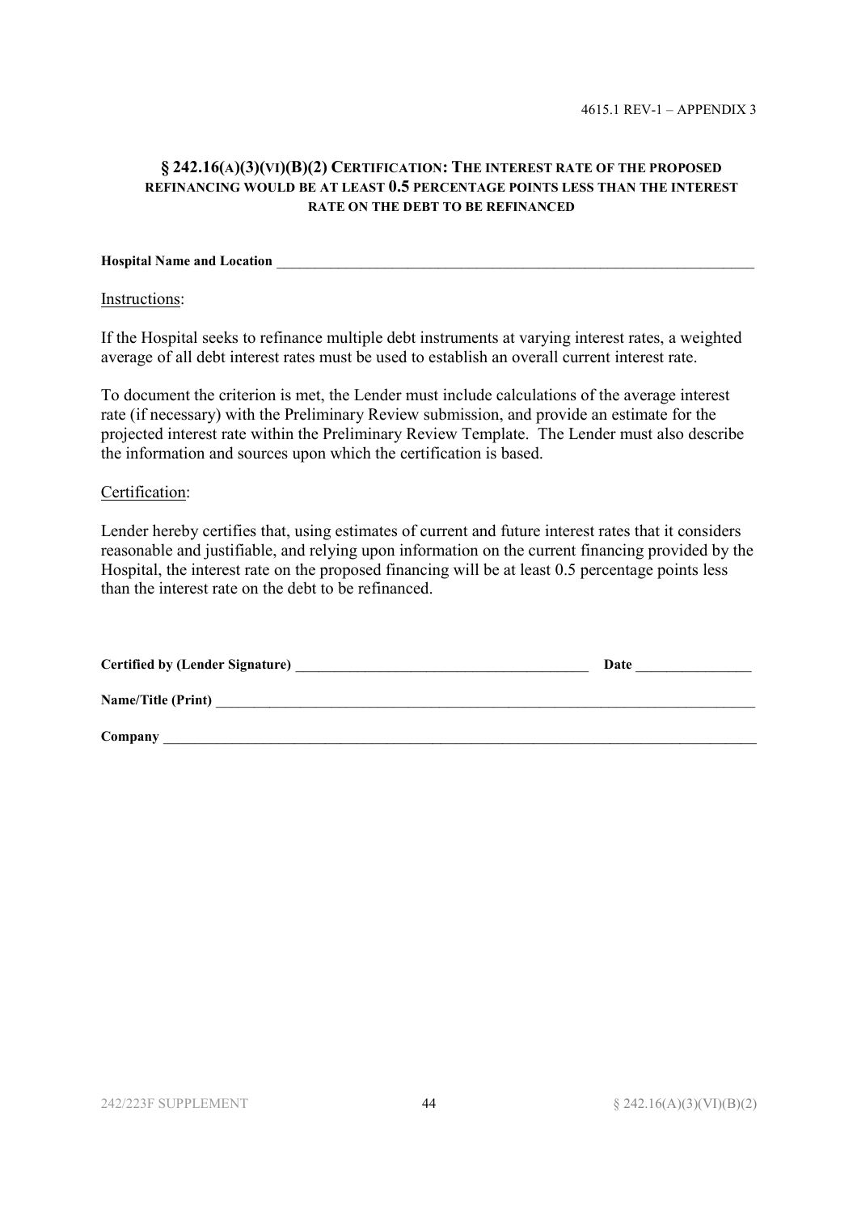## § 242.16(A)(3)(VI)(B)(2) CERTIFICATION: THE INTEREST RATE OF THE PROPOSED REFINANCING WOULD BE AT LEAST 0.5 PERCENTAGE POINTS LESS THAN THE INTEREST RATE ON THE DEBT TO BE REFINANCED

**Hospital Name and Location** \_\_\_\_\_\_\_\_\_\_\_\_\_\_\_\_\_\_\_\_\_\_\_\_\_\_\_\_\_\_\_\_\_\_\_\_\_\_\_\_\_\_\_\_\_\_\_\_\_\_\_\_\_\_\_\_\_\_\_\_\_\_\_\_\_\_

Instructions:

If the Hospital seeks to refinance multiple debt instruments at varying interest rates, a weighted average of all debt interest rates must be used to establish an overall current interest rate.

To document the criterion is met, the Lender must include calculations of the average interest rate (if necessary) with the Preliminary Review submission, and provide an estimate for the projected interest rate within the Preliminary Review Template. The Lender must also describe the information and sources upon which the certification is based.

Certification:

Lender hereby certifies that, using estimates of current and future interest rates that it considers reasonable and justifiable, and relying upon information on the current financing provided by the Hospital, the interest rate on the proposed financing will be at least 0.5 percentage points less than the interest rate on the debt to be refinanced.

**Certified by (Lender Signature)** \_\_\_\_\_\_\_\_\_\_\_\_\_\_\_\_\_\_\_\_\_\_\_\_\_\_\_\_\_\_\_\_\_\_\_\_\_\_\_\_\_\_ **Date** \_\_\_\_\_\_\_\_\_\_\_\_\_\_\_\_

**Name/Title (Print)** \_\_\_\_\_\_\_\_\_\_\_\_\_\_\_\_\_\_\_\_\_\_\_\_\_\_\_\_\_\_\_\_\_\_\_\_\_\_\_\_\_\_\_\_\_\_\_\_\_\_\_\_\_\_\_\_\_\_\_\_\_\_\_\_\_\_\_\_\_\_\_\_\_\_\_\_

**Company** \_\_\_\_\_\_\_\_\_\_\_\_\_\_\_\_\_\_\_\_\_\_\_\_\_\_\_\_\_\_\_\_\_\_\_\_\_\_\_\_\_\_\_\_\_\_\_\_\_\_\_\_\_\_\_\_\_\_\_\_\_\_\_\_\_\_\_\_\_\_\_\_\_\_\_\_\_\_\_\_\_\_\_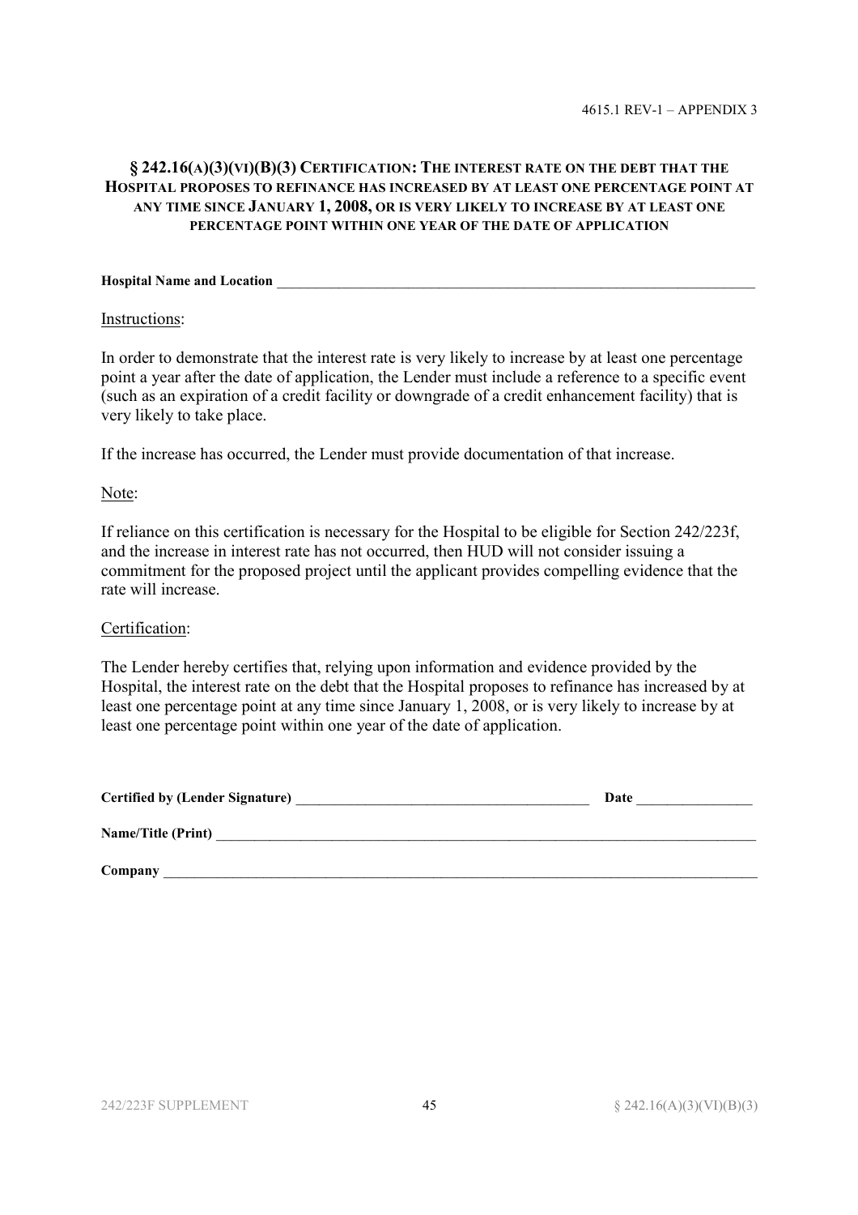## § 242.16(A)(3)(VI)(B)(3) CERTIFICATION: THE INTEREST RATE ON THE DEBT THAT THE HOSPITAL PROPOSES TO REFINANCE HAS INCREASED BY AT LEAST ONE PERCENTAGE POINT AT ANY TIME SINCE JANUARY 1, 2008, OR IS VERY LIKELY TO INCREASE BY AT LEAST ONE PERCENTAGE POINT WITHIN ONE YEAR OF THE DATE OF APPLICATION

**Hospital Name and Location** ______________________________________________________________

Instructions:

In order to demonstrate that the interest rate is very likely to increase by at least one percentage point a year after the date of application, the Lender must include a reference to a specific event (such as an expiration of a credit facility or downgrade of a credit enhancement facility) that is very likely to take place.

If the increase has occurred, the Lender must provide documentation of that increase.

Note:

If reliance on this certification is necessary for the Hospital to be eligible for Section 242/223f, and the increase in interest rate has not occurred, then HUD will not consider issuing a commitment for the proposed project until the applicant provides compelling evidence that the rate will increase.

Certification:

The Lender hereby certifies that, relying upon information and evidence provided by the Hospital, the interest rate on the debt that the Hospital proposes to refinance has increased by at least one percentage point at any time since January 1, 2008, or is very likely to increase by at least one percentage point within one year of the date of application.

**Certified by (Lender Signature)** ________________________________________ **Date** ________________

**Name/Title (Print)** __________________________________________________________________________

**Company** ________________________________________________________________________________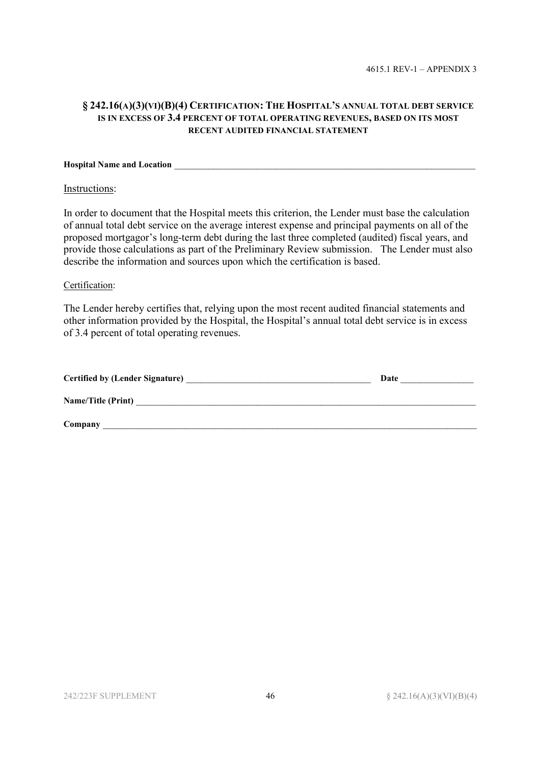4615.1 REV-1 – APPENDIX 3

## § 242.16(A)(3)(VI)(B)(4) CERTIFICATION: THE HOSPITAL'S ANNUAL TOTAL DEBT SERVICE IS IN EXCESS OF 3.4 PERCENT OF TOTAL OPERATING REVENUES, BASED ON ITS MOST RECENT AUDITED FINANCIAL STATEMENT

**Hospital Name and Location** ____________________________________________________________________

Instructions:

In order to document that the Hospital meets this criterion, the Lender must base the calculation of annual total debt service on the average interest expense and principal payments on all of the proposed mortgagor's long-term debt during the last three completed (audited) fiscal years, and provide those calculations as part of the Preliminary Review submission. The Lender must also describe the information and sources upon which the certification is based.

Certification:

The Lender hereby certifies that, relying upon the most recent audited financial statements and other information provided by the Hospital, the Hospital's annual total debt service is in excess of 3.4 percent of total operating revenues.

**Certified by (Lender Signature)** __________________________________________ **Date** ________________

**Name/Title (Print)** ____________________________________________________________________________

**Company** ____________________________________________________________________________________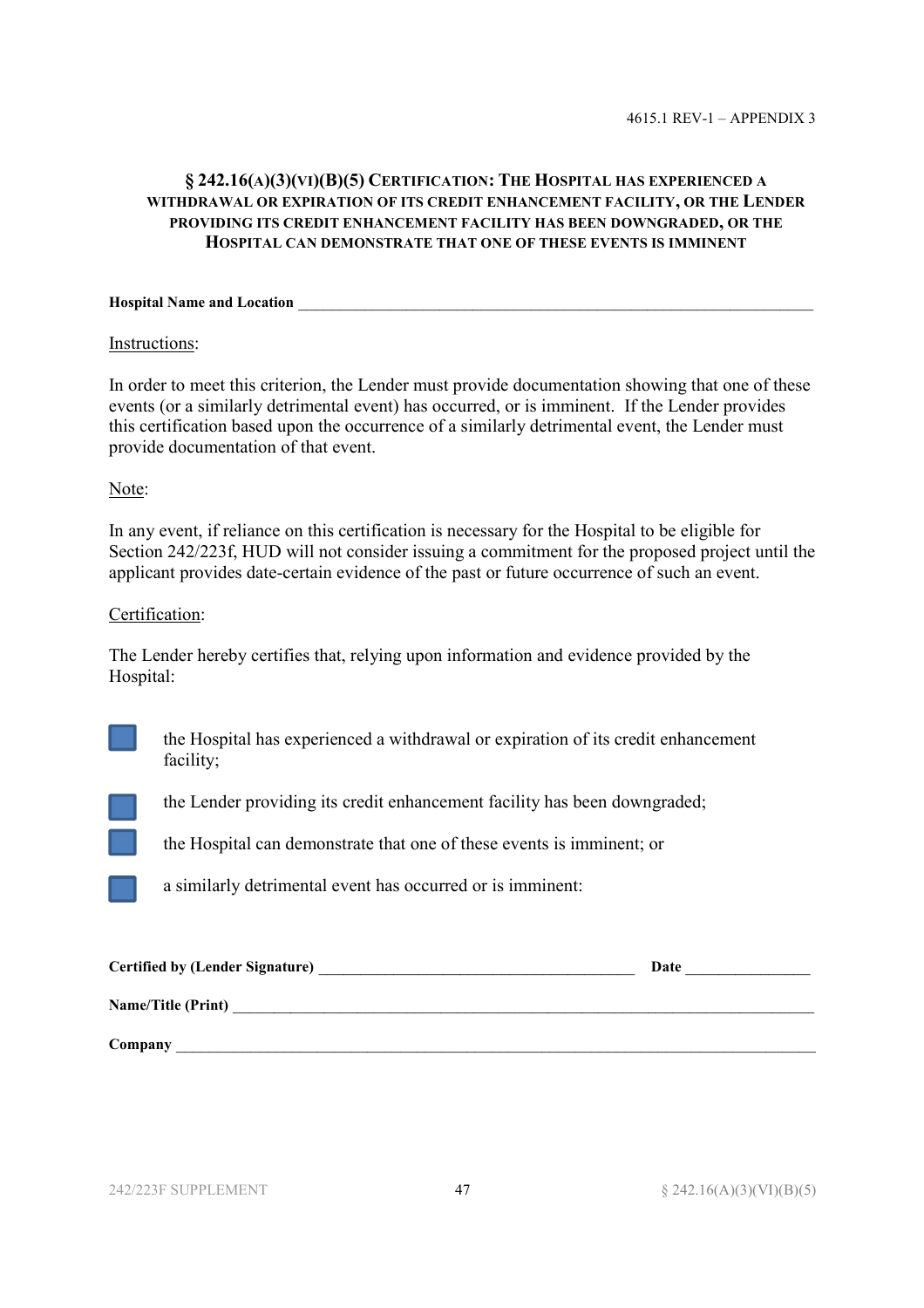## § 242.16(A)(3)(VI)(B)(5) CERTIFICATION: THE HOSPITAL HAS EXPERIENCED A WITHDRAWAL OR EXPIRATION OF ITS CREDIT ENHANCEMENT FACILITY, OR THE LENDER PROVIDING ITS CREDIT ENHANCEMENT FACILITY HAS BEEN DOWNGRADED, OR THE HOSPITAL CAN DEMONSTRATE THAT ONE OF THESE EVENTS IS IMMINENT

**Hospital Name and Location** ___________________________________________________________________

Instructions:

In order to meet this criterion, the Lender must provide documentation showing that one of these events (or a similarly detrimental event) has occurred, or is imminent. If the Lender provides this certification based upon the occurrence of a similarly detrimental event, the Lender must provide documentation of that event.

Note:

In any event, if reliance on this certification is necessary for the Hospital to be eligible for Section 242/223f, HUD will not consider issuing a commitment for the proposed project until the applicant provides date-certain evidence of the past or future occurrence of such an event.

Certification:

The Lender hereby certifies that, relying upon information and evidence provided by the Hospital:

- ☐ the Hospital has experienced a withdrawal or expiration of its credit enhancement facility;
- ☐ the Lender providing its credit enhancement facility has been downgraded;
- ☐ the Hospital can demonstrate that one of these events is imminent; or
- ☐ a similarly detrimental event has occurred or is imminent:

**Certified by (Lender Signature)** _________________________________________ **Date** ________________

**Name/Title (Print)** ___________________________________________________________________________

**Company** _________________________________________________________________________________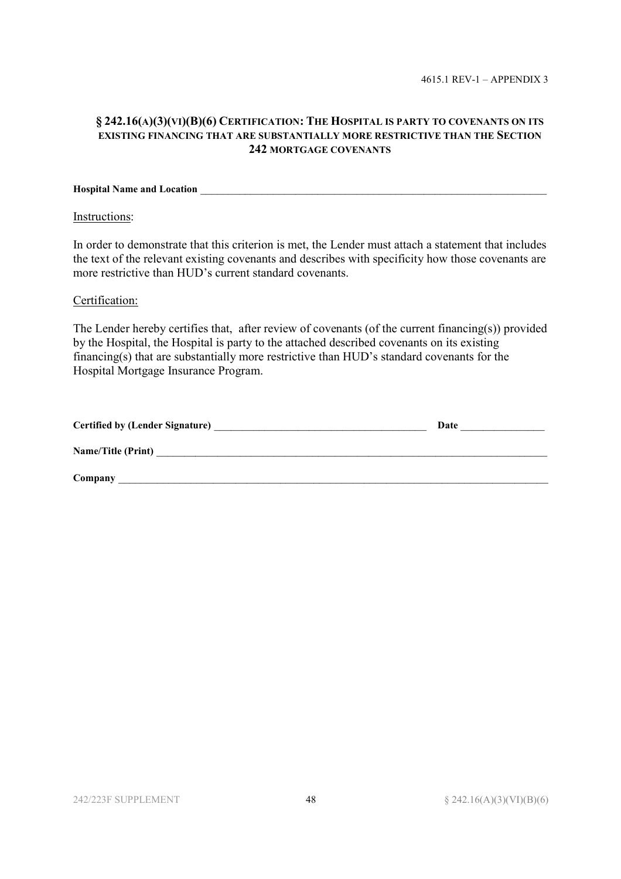## § 242.16(A)(3)(VI)(B)(6) CERTIFICATION: THE HOSPITAL IS PARTY TO COVENANTS ON ITS EXISTING FINANCING THAT ARE SUBSTANTIALLY MORE RESTRICTIVE THAN THE SECTION 242 MORTGAGE COVENANTS

**Hospital Name and Location** ______________________________________________________________________

Instructions:

In order to demonstrate that this criterion is met, the Lender must attach a statement that includes the text of the relevant existing covenants and describes with specificity how those covenants are more restrictive than HUD's current standard covenants.

Certification:

The Lender hereby certifies that, after review of covenants (of the current financing(s)) provided by the Hospital, the Hospital is party to the attached described covenants on its existing financing(s) that are substantially more restrictive than HUD's standard covenants for the Hospital Mortgage Insurance Program.

**Certified by (Lender Signature)** ________________________________________ **Date** ________________

**Name/Title (Print)** ___________________________________________________________________________

**Company** ________________________________________________________________________________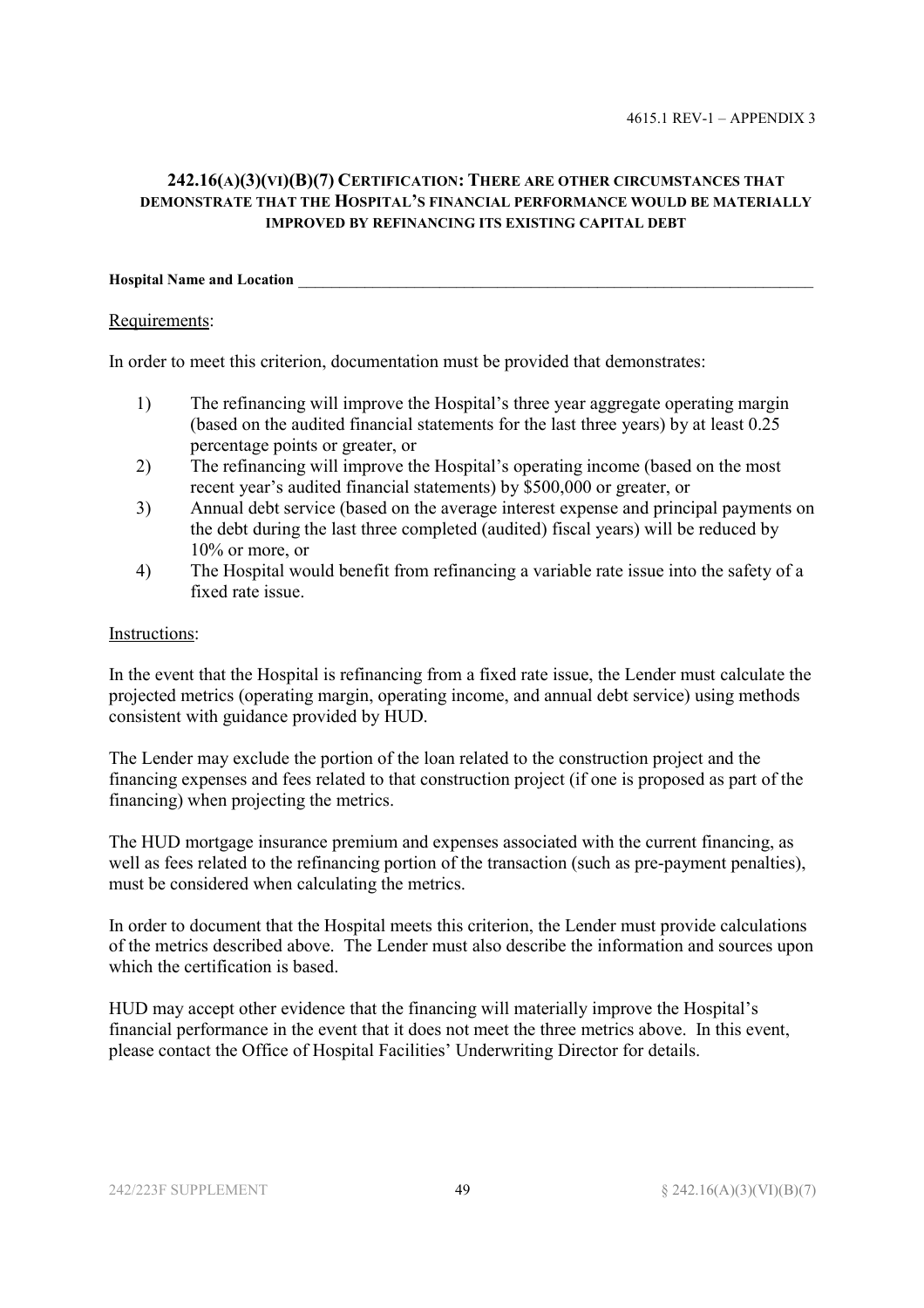## 242.16(A)(3)(VI)(B)(7) CERTIFICATION: THERE ARE OTHER CIRCUMSTANCES THAT DEMONSTRATE THAT THE HOSPITAL'S FINANCIAL PERFORMANCE WOULD BE MATERIALLY IMPROVED BY REFINANCING ITS EXISTING CAPITAL DEBT

**Hospital Name and Location** ____________________________________________________________________

Requirements:

In order to meet this criterion, documentation must be provided that demonstrates:

1) The refinancing will improve the Hospital's three year aggregate operating margin (based on the audited financial statements for the last three years) by at least 0.25 percentage points or greater, or
2) The refinancing will improve the Hospital's operating income (based on the most recent year's audited financial statements) by $500,000 or greater, or
3) Annual debt service (based on the average interest expense and principal payments on the debt during the last three completed (audited) fiscal years) will be reduced by 10% or more, or
4) The Hospital would benefit from refinancing a variable rate issue into the safety of a fixed rate issue.

Instructions:

In the event that the Hospital is refinancing from a fixed rate issue, the Lender must calculate the projected metrics (operating margin, operating income, and annual debt service) using methods consistent with guidance provided by HUD.

The Lender may exclude the portion of the loan related to the construction project and the financing expenses and fees related to that construction project (if one is proposed as part of the financing) when projecting the metrics.

The HUD mortgage insurance premium and expenses associated with the current financing, as well as fees related to the refinancing portion of the transaction (such as pre-payment penalties), must be considered when calculating the metrics.

In order to document that the Hospital meets this criterion, the Lender must provide calculations of the metrics described above. The Lender must also describe the information and sources upon which the certification is based.

HUD may accept other evidence that the financing will materially improve the Hospital's financial performance in the event that it does not meet the three metrics above. In this event, please contact the Office of Hospital Facilities' Underwriting Director for details.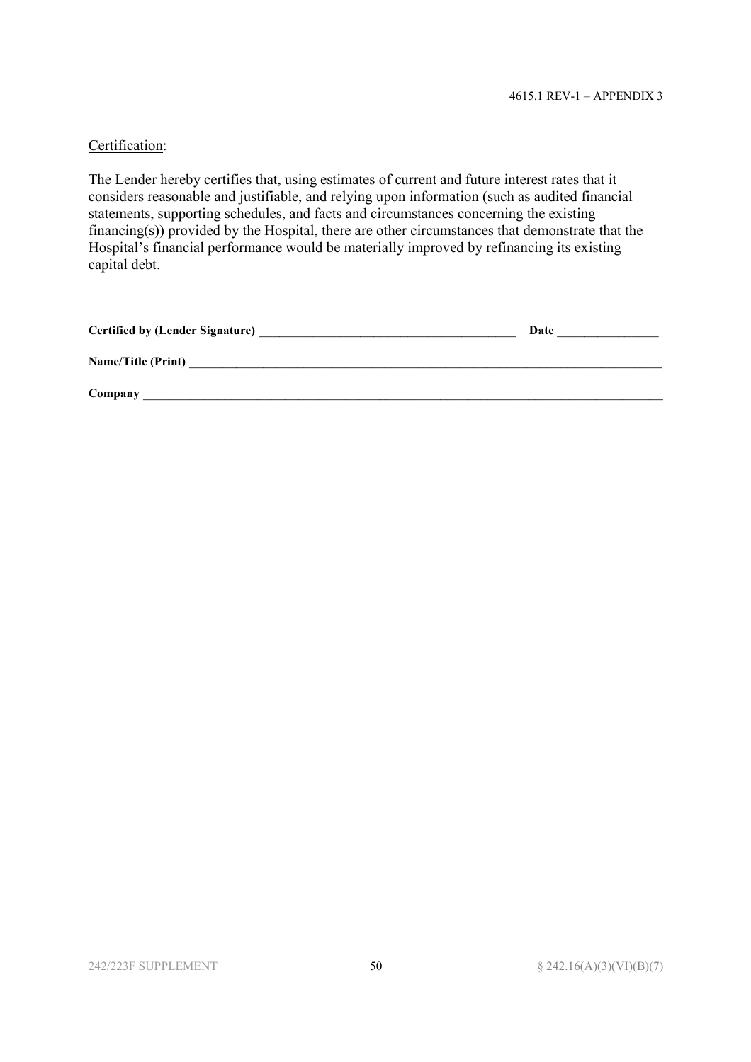Certification:

The Lender hereby certifies that, using estimates of current and future interest rates that it considers reasonable and justifiable, and relying upon information (such as audited financial statements, supporting schedules, and facts and circumstances concerning the existing financing(s)) provided by the Hospital, there are other circumstances that demonstrate that the Hospital's financial performance would be materially improved by refinancing its existing capital debt.

**Certified by (Lender Signature)** ________________________________________ **Date** ________________

**Name/Title (Print)** ____________________________________________________________________________

**Company** _________________________________________________________________________________